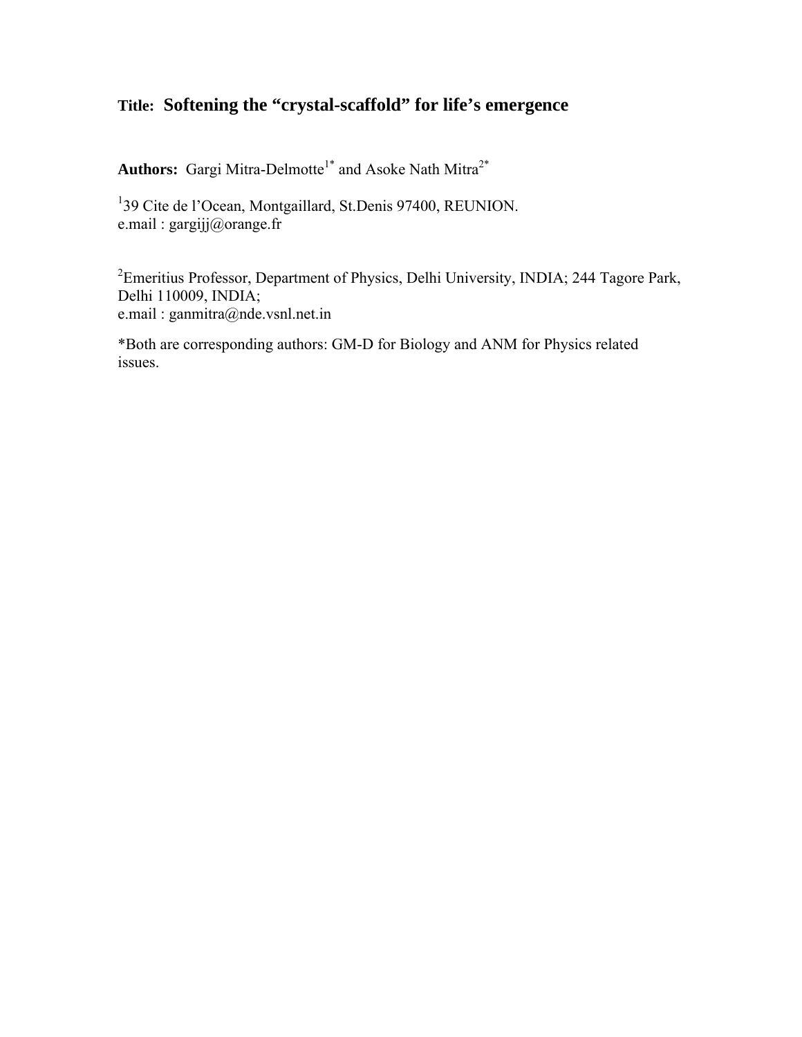**Title: Softening the "crystal-scaffold" for life's emergence**

**Authors:** Gargi Mitra-Delmotte[1*] and Asoke Nath Mitra[2*]

[1]39 Cite de l'Ocean, Montgaillard, St.Denis 97400, REUNION.
e.mail : gargijj@orange.fr

[2]Emeritius Professor, Department of Physics, Delhi University, INDIA; 244 Tagore Park, Delhi 110009, INDIA;
e.mail : ganmitra@nde.vsnl.net.in

*Both are corresponding authors: GM-D for Biology and ANM for Physics related issues.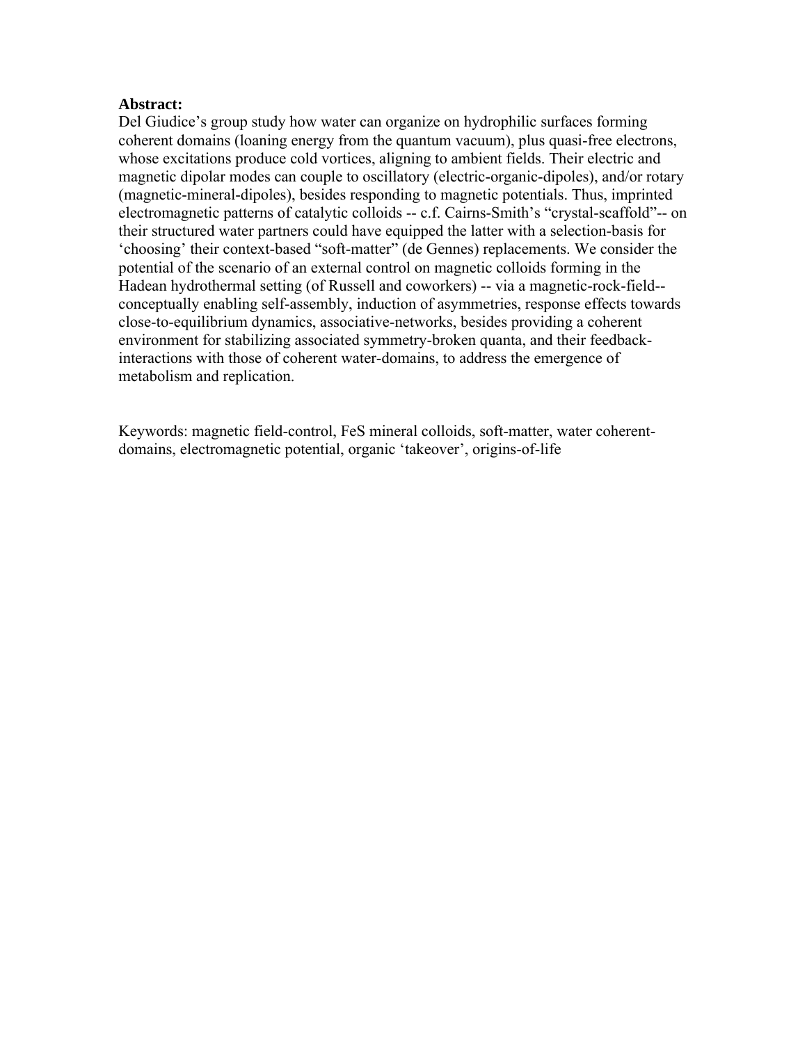**Abstract:**

Del Giudice's group study how water can organize on hydrophilic surfaces forming coherent domains (loaning energy from the quantum vacuum), plus quasi-free electrons, whose excitations produce cold vortices, aligning to ambient fields. Their electric and magnetic dipolar modes can couple to oscillatory (electric-organic-dipoles), and/or rotary (magnetic-mineral-dipoles), besides responding to magnetic potentials. Thus, imprinted electromagnetic patterns of catalytic colloids -- c.f. Cairns-Smith's "crystal-scaffold"-- on their structured water partners could have equipped the latter with a selection-basis for 'choosing' their context-based "soft-matter" (de Gennes) replacements. We consider the potential of the scenario of an external control on magnetic colloids forming in the Hadean hydrothermal setting (of Russell and coworkers) -- via a magnetic-rock-field-- conceptually enabling self-assembly, induction of asymmetries, response effects towards close-to-equilibrium dynamics, associative-networks, besides providing a coherent environment for stabilizing associated symmetry-broken quanta, and their feedback-interactions with those of coherent water-domains, to address the emergence of metabolism and replication.

Keywords: magnetic field-control, FeS mineral colloids, soft-matter, water coherent-domains, electromagnetic potential, organic 'takeover', origins-of-life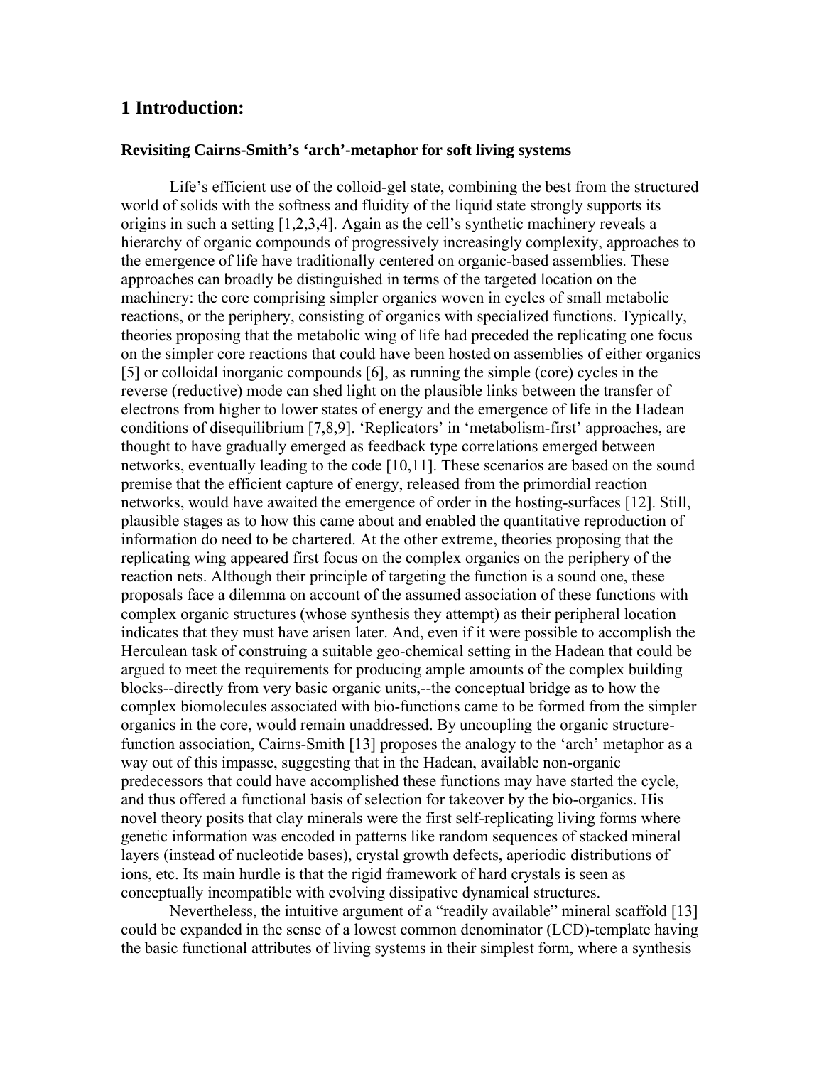## 1 Introduction:

### Revisiting Cairns-Smith's 'arch'-metaphor for soft living systems

Life's efficient use of the colloid-gel state, combining the best from the structured world of solids with the softness and fluidity of the liquid state strongly supports its origins in such a setting [1,2,3,4]. Again as the cell's synthetic machinery reveals a hierarchy of organic compounds of progressively increasingly complexity, approaches to the emergence of life have traditionally centered on organic-based assemblies. These approaches can broadly be distinguished in terms of the targeted location on the machinery: the core comprising simpler organics woven in cycles of small metabolic reactions, or the periphery, consisting of organics with specialized functions. Typically, theories proposing that the metabolic wing of life had preceded the replicating one focus on the simpler core reactions that could have been hosted on assemblies of either organics [5] or colloidal inorganic compounds [6], as running the simple (core) cycles in the reverse (reductive) mode can shed light on the plausible links between the transfer of electrons from higher to lower states of energy and the emergence of life in the Hadean conditions of disequilibrium [7,8,9]. 'Replicators' in 'metabolism-first' approaches, are thought to have gradually emerged as feedback type correlations emerged between networks, eventually leading to the code [10,11]. These scenarios are based on the sound premise that the efficient capture of energy, released from the primordial reaction networks, would have awaited the emergence of order in the hosting-surfaces [12]. Still, plausible stages as to how this came about and enabled the quantitative reproduction of information do need to be chartered. At the other extreme, theories proposing that the replicating wing appeared first focus on the complex organics on the periphery of the reaction nets. Although their principle of targeting the function is a sound one, these proposals face a dilemma on account of the assumed association of these functions with complex organic structures (whose synthesis they attempt) as their peripheral location indicates that they must have arisen later. And, even if it were possible to accomplish the Herculean task of construing a suitable geo-chemical setting in the Hadean that could be argued to meet the requirements for producing ample amounts of the complex building blocks--directly from very basic organic units,--the conceptual bridge as to how the complex biomolecules associated with bio-functions came to be formed from the simpler organics in the core, would remain unaddressed. By uncoupling the organic structure-function association, Cairns-Smith [13] proposes the analogy to the 'arch' metaphor as a way out of this impasse, suggesting that in the Hadean, available non-organic predecessors that could have accomplished these functions may have started the cycle, and thus offered a functional basis of selection for takeover by the bio-organics. His novel theory posits that clay minerals were the first self-replicating living forms where genetic information was encoded in patterns like random sequences of stacked mineral layers (instead of nucleotide bases), crystal growth defects, aperiodic distributions of ions, etc. Its main hurdle is that the rigid framework of hard crystals is seen as conceptually incompatible with evolving dissipative dynamical structures.

Nevertheless, the intuitive argument of a "readily available" mineral scaffold [13] could be expanded in the sense of a lowest common denominator (LCD)-template having the basic functional attributes of living systems in their simplest form, where a synthesis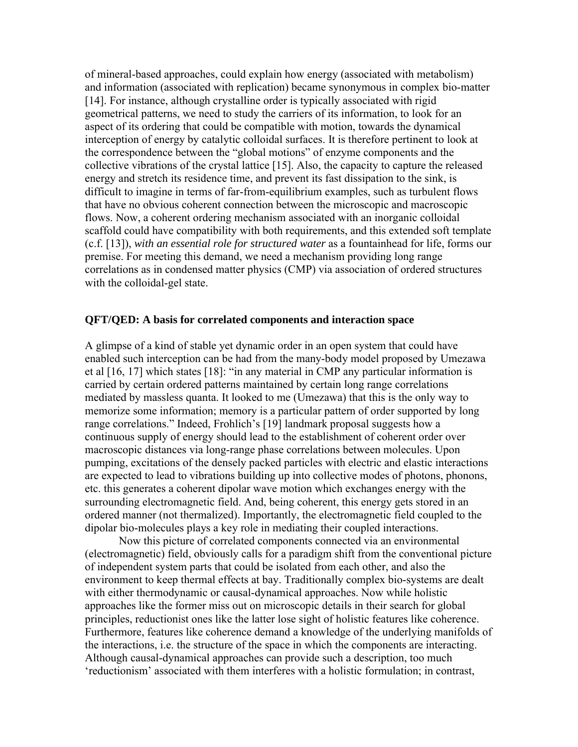of mineral-based approaches, could explain how energy (associated with metabolism) and information (associated with replication) became synonymous in complex bio-matter [14]. For instance, although crystalline order is typically associated with rigid geometrical patterns, we need to study the carriers of its information, to look for an aspect of its ordering that could be compatible with motion, towards the dynamical interception of energy by catalytic colloidal surfaces. It is therefore pertinent to look at the correspondence between the "global motions" of enzyme components and the collective vibrations of the crystal lattice [15]. Also, the capacity to capture the released energy and stretch its residence time, and prevent its fast dissipation to the sink, is difficult to imagine in terms of far-from-equilibrium examples, such as turbulent flows that have no obvious coherent connection between the microscopic and macroscopic flows. Now, a coherent ordering mechanism associated with an inorganic colloidal scaffold could have compatibility with both requirements, and this extended soft template (c.f. [13]), *with an essential role for structured water* as a fountainhead for life, forms our premise. For meeting this demand, we need a mechanism providing long range correlations as in condensed matter physics (CMP) via association of ordered structures with the colloidal-gel state.

## QFT/QED: A basis for correlated components and interaction space

A glimpse of a kind of stable yet dynamic order in an open system that could have enabled such interception can be had from the many-body model proposed by Umezawa et al [16, 17] which states [18]: "in any material in CMP any particular information is carried by certain ordered patterns maintained by certain long range correlations mediated by massless quanta. It looked to me (Umezawa) that this is the only way to memorize some information; memory is a particular pattern of order supported by long range correlations." Indeed, Frohlich's [19] landmark proposal suggests how a continuous supply of energy should lead to the establishment of coherent order over macroscopic distances via long-range phase correlations between molecules. Upon pumping, excitations of the densely packed particles with electric and elastic interactions are expected to lead to vibrations building up into collective modes of photons, phonons, etc. this generates a coherent dipolar wave motion which exchanges energy with the surrounding electromagnetic field. And, being coherent, this energy gets stored in an ordered manner (not thermalized). Importantly, the electromagnetic field coupled to the dipolar bio-molecules plays a key role in mediating their coupled interactions.

Now this picture of correlated components connected via an environmental (electromagnetic) field, obviously calls for a paradigm shift from the conventional picture of independent system parts that could be isolated from each other, and also the environment to keep thermal effects at bay. Traditionally complex bio-systems are dealt with either thermodynamic or causal-dynamical approaches. Now while holistic approaches like the former miss out on microscopic details in their search for global principles, reductionist ones like the latter lose sight of holistic features like coherence. Furthermore, features like coherence demand a knowledge of the underlying manifolds of the interactions, i.e. the structure of the space in which the components are interacting. Although causal-dynamical approaches can provide such a description, too much 'reductionism' associated with them interferes with a holistic formulation; in contrast,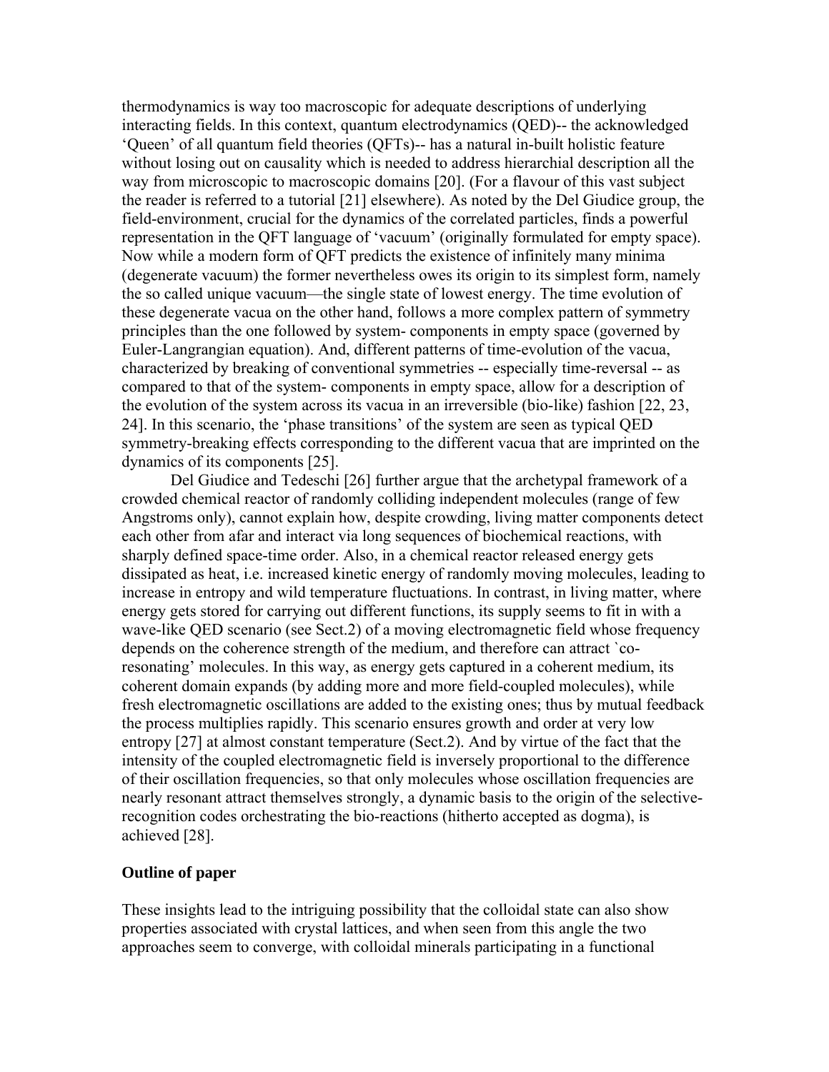thermodynamics is way too macroscopic for adequate descriptions of underlying interacting fields. In this context, quantum electrodynamics (QED)-- the acknowledged 'Queen' of all quantum field theories (QFTs)-- has a natural in-built holistic feature without losing out on causality which is needed to address hierarchial description all the way from microscopic to macroscopic domains [20]. (For a flavour of this vast subject the reader is referred to a tutorial [21] elsewhere). As noted by the Del Giudice group, the field-environment, crucial for the dynamics of the correlated particles, finds a powerful representation in the QFT language of 'vacuum' (originally formulated for empty space). Now while a modern form of QFT predicts the existence of infinitely many minima (degenerate vacuum) the former nevertheless owes its origin to its simplest form, namely the so called unique vacuum—the single state of lowest energy. The time evolution of these degenerate vacua on the other hand, follows a more complex pattern of symmetry principles than the one followed by system- components in empty space (governed by Euler-Langrangian equation). And, different patterns of time-evolution of the vacua, characterized by breaking of conventional symmetries -- especially time-reversal -- as compared to that of the system- components in empty space, allow for a description of the evolution of the system across its vacua in an irreversible (bio-like) fashion [22, 23, 24]. In this scenario, the 'phase transitions' of the system are seen as typical QED symmetry-breaking effects corresponding to the different vacua that are imprinted on the dynamics of its components [25].

Del Giudice and Tedeschi [26] further argue that the archetypal framework of a crowded chemical reactor of randomly colliding independent molecules (range of few Angstroms only), cannot explain how, despite crowding, living matter components detect each other from afar and interact via long sequences of biochemical reactions, with sharply defined space-time order. Also, in a chemical reactor released energy gets dissipated as heat, i.e. increased kinetic energy of randomly moving molecules, leading to increase in entropy and wild temperature fluctuations. In contrast, in living matter, where energy gets stored for carrying out different functions, its supply seems to fit in with a wave-like QED scenario (see Sect.2) of a moving electromagnetic field whose frequency depends on the coherence strength of the medium, and therefore can attract `co-resonating' molecules. In this way, as energy gets captured in a coherent medium, its coherent domain expands (by adding more and more field-coupled molecules), while fresh electromagnetic oscillations are added to the existing ones; thus by mutual feedback the process multiplies rapidly. This scenario ensures growth and order at very low entropy [27] at almost constant temperature (Sect.2). And by virtue of the fact that the intensity of the coupled electromagnetic field is inversely proportional to the difference of their oscillation frequencies, so that only molecules whose oscillation frequencies are nearly resonant attract themselves strongly, a dynamic basis to the origin of the selective-recognition codes orchestrating the bio-reactions (hitherto accepted as dogma), is achieved [28].

**Outline of paper**

These insights lead to the intriguing possibility that the colloidal state can also show properties associated with crystal lattices, and when seen from this angle the two approaches seem to converge, with colloidal minerals participating in a functional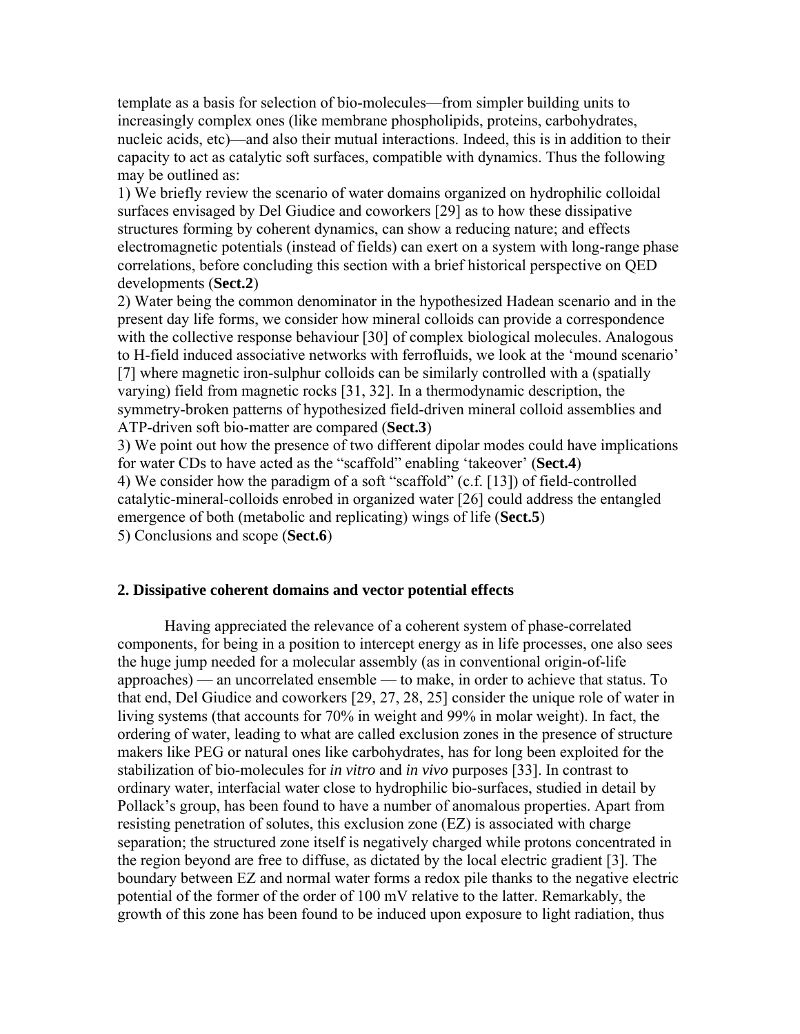template as a basis for selection of bio-molecules—from simpler building units to increasingly complex ones (like membrane phospholipids, proteins, carbohydrates, nucleic acids, etc)—and also their mutual interactions. Indeed, this is in addition to their capacity to act as catalytic soft surfaces, compatible with dynamics. Thus the following may be outlined as:

1) We briefly review the scenario of water domains organized on hydrophilic colloidal surfaces envisaged by Del Giudice and coworkers [29] as to how these dissipative structures forming by coherent dynamics, can show a reducing nature; and effects electromagnetic potentials (instead of fields) can exert on a system with long-range phase correlations, before concluding this section with a brief historical perspective on QED developments (**Sect.2**)

2) Water being the common denominator in the hypothesized Hadean scenario and in the present day life forms, we consider how mineral colloids can provide a correspondence with the collective response behaviour [30] of complex biological molecules. Analogous to H-field induced associative networks with ferrofluids, we look at the 'mound scenario' [7] where magnetic iron-sulphur colloids can be similarly controlled with a (spatially varying) field from magnetic rocks [31, 32]. In a thermodynamic description, the symmetry-broken patterns of hypothesized field-driven mineral colloid assemblies and ATP-driven soft bio-matter are compared (**Sect.3**)

3) We point out how the presence of two different dipolar modes could have implications for water CDs to have acted as the "scaffold" enabling 'takeover' (**Sect.4**)

4) We consider how the paradigm of a soft "scaffold" (c.f. [13]) of field-controlled catalytic-mineral-colloids enrobed in organized water [26] could address the entangled emergence of both (metabolic and replicating) wings of life (**Sect.5**)

5) Conclusions and scope (**Sect.6**)

## 2. Dissipative coherent domains and vector potential effects

Having appreciated the relevance of a coherent system of phase-correlated components, for being in a position to intercept energy as in life processes, one also sees the huge jump needed for a molecular assembly (as in conventional origin-of-life approaches) — an uncorrelated ensemble — to make, in order to achieve that status. To that end, Del Giudice and coworkers [29, 27, 28, 25] consider the unique role of water in living systems (that accounts for 70% in weight and 99% in molar weight). In fact, the ordering of water, leading to what are called exclusion zones in the presence of structure makers like PEG or natural ones like carbohydrates, has for long been exploited for the stabilization of bio-molecules for *in vitro* and *in vivo* purposes [33]. In contrast to ordinary water, interfacial water close to hydrophilic bio-surfaces, studied in detail by Pollack's group, has been found to have a number of anomalous properties. Apart from resisting penetration of solutes, this exclusion zone (EZ) is associated with charge separation; the structured zone itself is negatively charged while protons concentrated in the region beyond are free to diffuse, as dictated by the local electric gradient [3]. The boundary between EZ and normal water forms a redox pile thanks to the negative electric potential of the former of the order of 100 mV relative to the latter. Remarkably, the growth of this zone has been found to be induced upon exposure to light radiation, thus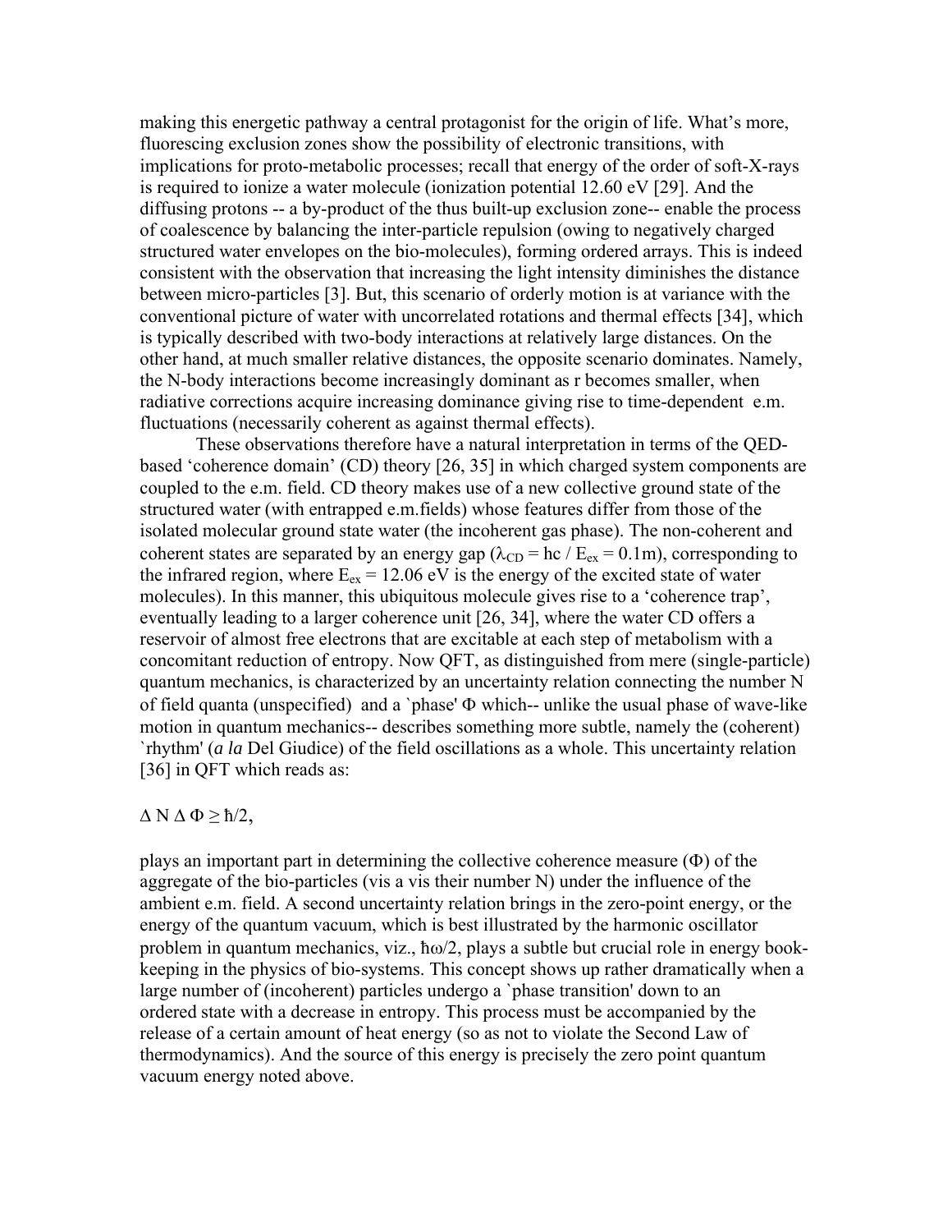making this energetic pathway a central protagonist for the origin of life. What's more, fluorescing exclusion zones show the possibility of electronic transitions, with implications for proto-metabolic processes; recall that energy of the order of soft-X-rays is required to ionize a water molecule (ionization potential 12.60 eV [29]. And the diffusing protons -- a by-product of the thus built-up exclusion zone-- enable the process of coalescence by balancing the inter-particle repulsion (owing to negatively charged structured water envelopes on the bio-molecules), forming ordered arrays. This is indeed consistent with the observation that increasing the light intensity diminishes the distance between micro-particles [3]. But, this scenario of orderly motion is at variance with the conventional picture of water with uncorrelated rotations and thermal effects [34], which is typically described with two-body interactions at relatively large distances. On the other hand, at much smaller relative distances, the opposite scenario dominates. Namely, the N-body interactions become increasingly dominant as r becomes smaller, when radiative corrections acquire increasing dominance giving rise to time-dependent e.m. fluctuations (necessarily coherent as against thermal effects).

These observations therefore have a natural interpretation in terms of the QED-based 'coherence domain' (CD) theory [26, 35] in which charged system components are coupled to the e.m. field. CD theory makes use of a new collective ground state of the structured water (with entrapped e.m.fields) whose features differ from those of the isolated molecular ground state water (the incoherent gas phase). The non-coherent and coherent states are separated by an energy gap ($\lambda_{CD} = hc / E_{ex} = 0.1$m), corresponding to the infrared region, where $E_{ex} = 12.06$ eV is the energy of the excited state of water molecules). In this manner, this ubiquitous molecule gives rise to a 'coherence trap', eventually leading to a larger coherence unit [26, 34], where the water CD offers a reservoir of almost free electrons that are excitable at each step of metabolism with a concomitant reduction of entropy. Now QFT, as distinguished from mere (single-particle) quantum mechanics, is characterized by an uncertainty relation connecting the number N of field quanta (unspecified) and a `phase' $\Phi$ which-- unlike the usual phase of wave-like motion in quantum mechanics-- describes something more subtle, namely the (coherent) `rhythm' (*a la* Del Giudice) of the field oscillations as a whole. This uncertainty relation [36] in QFT which reads as:

$$\Delta N \, \Delta \Phi \geq \hbar/2,$$

plays an important part in determining the collective coherence measure ($\Phi$) of the aggregate of the bio-particles (vis a vis their number N) under the influence of the ambient e.m. field. A second uncertainty relation brings in the zero-point energy, or the energy of the quantum vacuum, which is best illustrated by the harmonic oscillator problem in quantum mechanics, viz., $\hbar\omega/2$, plays a subtle but crucial role in energy book-keeping in the physics of bio-systems. This concept shows up rather dramatically when a large number of (incoherent) particles undergo a `phase transition' down to an ordered state with a decrease in entropy. This process must be accompanied by the release of a certain amount of heat energy (so as not to violate the Second Law of thermodynamics). And the source of this energy is precisely the zero point quantum vacuum energy noted above.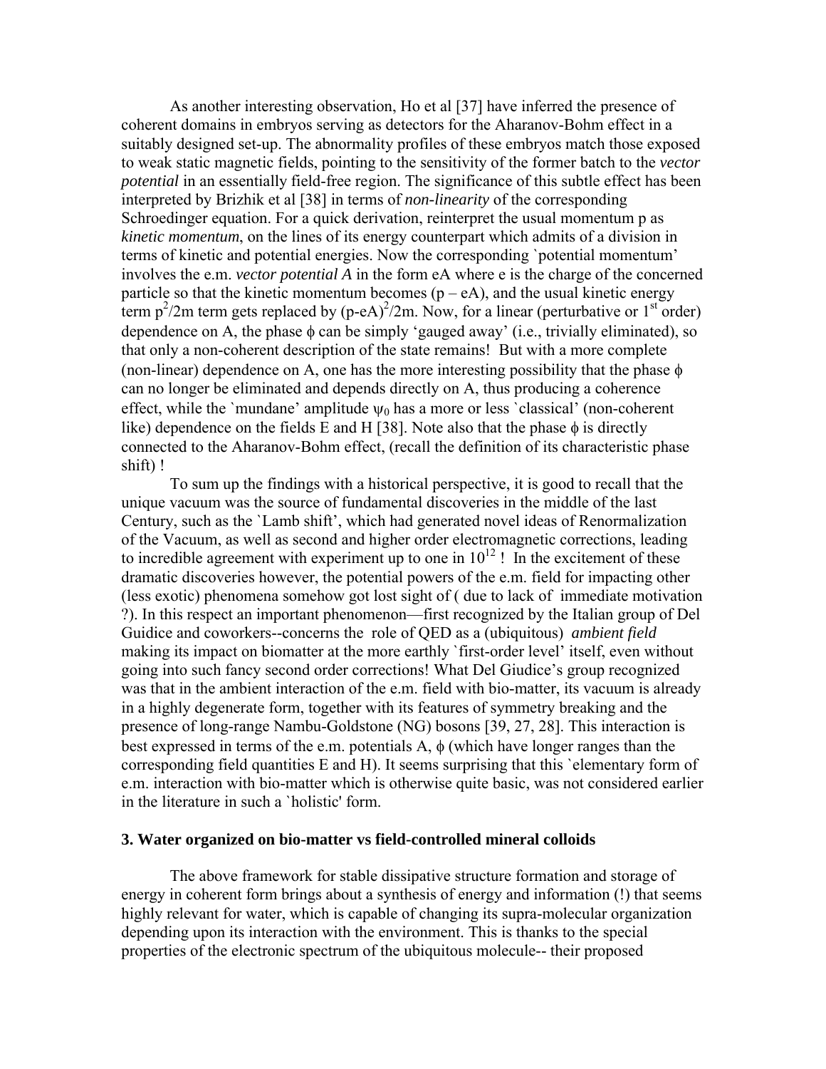As another interesting observation, Ho et al [37] have inferred the presence of coherent domains in embryos serving as detectors for the Aharanov-Bohm effect in a suitably designed set-up. The abnormality profiles of these embryos match those exposed to weak static magnetic fields, pointing to the sensitivity of the former batch to the *vector potential* in an essentially field-free region. The significance of this subtle effect has been interpreted by Brizhik et al [38] in terms of *non-linearity* of the corresponding Schroedinger equation. For a quick derivation, reinterpret the usual momentum p as *kinetic momentum*, on the lines of its energy counterpart which admits of a division in terms of kinetic and potential energies. Now the corresponding `potential momentum' involves the e.m. *vector potential A* in the form eA where e is the charge of the concerned particle so that the kinetic momentum becomes $(p - eA)$, and the usual kinetic energy term $p^2/2m$ term gets replaced by $(p\text{-}eA)^2/2m$. Now, for a linear (perturbative or 1[st] order) dependence on A, the phase $\phi$ can be simply 'gauged away' (i.e., trivially eliminated), so that only a non-coherent description of the state remains! But with a more complete (non-linear) dependence on A, one has the more interesting possibility that the phase $\phi$ can no longer be eliminated and depends directly on A, thus producing a coherence effect, while the `mundane' amplitude $\psi_0$ has a more or less `classical' (non-coherent like) dependence on the fields E and H [38]. Note also that the phase $\phi$ is directly connected to the Aharanov-Bohm effect, (recall the definition of its characteristic phase shift) !

To sum up the findings with a historical perspective, it is good to recall that the unique vacuum was the source of fundamental discoveries in the middle of the last Century, such as the `Lamb shift', which had generated novel ideas of Renormalization of the Vacuum, as well as second and higher order electromagnetic corrections, leading to incredible agreement with experiment up to one in $10^{12}$ ! In the excitement of these dramatic discoveries however, the potential powers of the e.m. field for impacting other (less exotic) phenomena somehow got lost sight of ( due to lack of immediate motivation ?). In this respect an important phenomenon—first recognized by the Italian group of Del Guidice and coworkers--concerns the role of QED as a (ubiquitous) *ambient field* making its impact on biomatter at the more earthly `first-order level' itself, even without going into such fancy second order corrections! What Del Giudice's group recognized was that in the ambient interaction of the e.m. field with bio-matter, its vacuum is already in a highly degenerate form, together with its features of symmetry breaking and the presence of long-range Nambu-Goldstone (NG) bosons [39, 27, 28]. This interaction is best expressed in terms of the e.m. potentials A, $\phi$ (which have longer ranges than the corresponding field quantities E and H). It seems surprising that this `elementary form of e.m. interaction with bio-matter which is otherwise quite basic, was not considered earlier in the literature in such a `holistic' form.

### 3. Water organized on bio-matter vs field-controlled mineral colloids

The above framework for stable dissipative structure formation and storage of energy in coherent form brings about a synthesis of energy and information (!) that seems highly relevant for water, which is capable of changing its supra-molecular organization depending upon its interaction with the environment. This is thanks to the special properties of the electronic spectrum of the ubiquitous molecule-- their proposed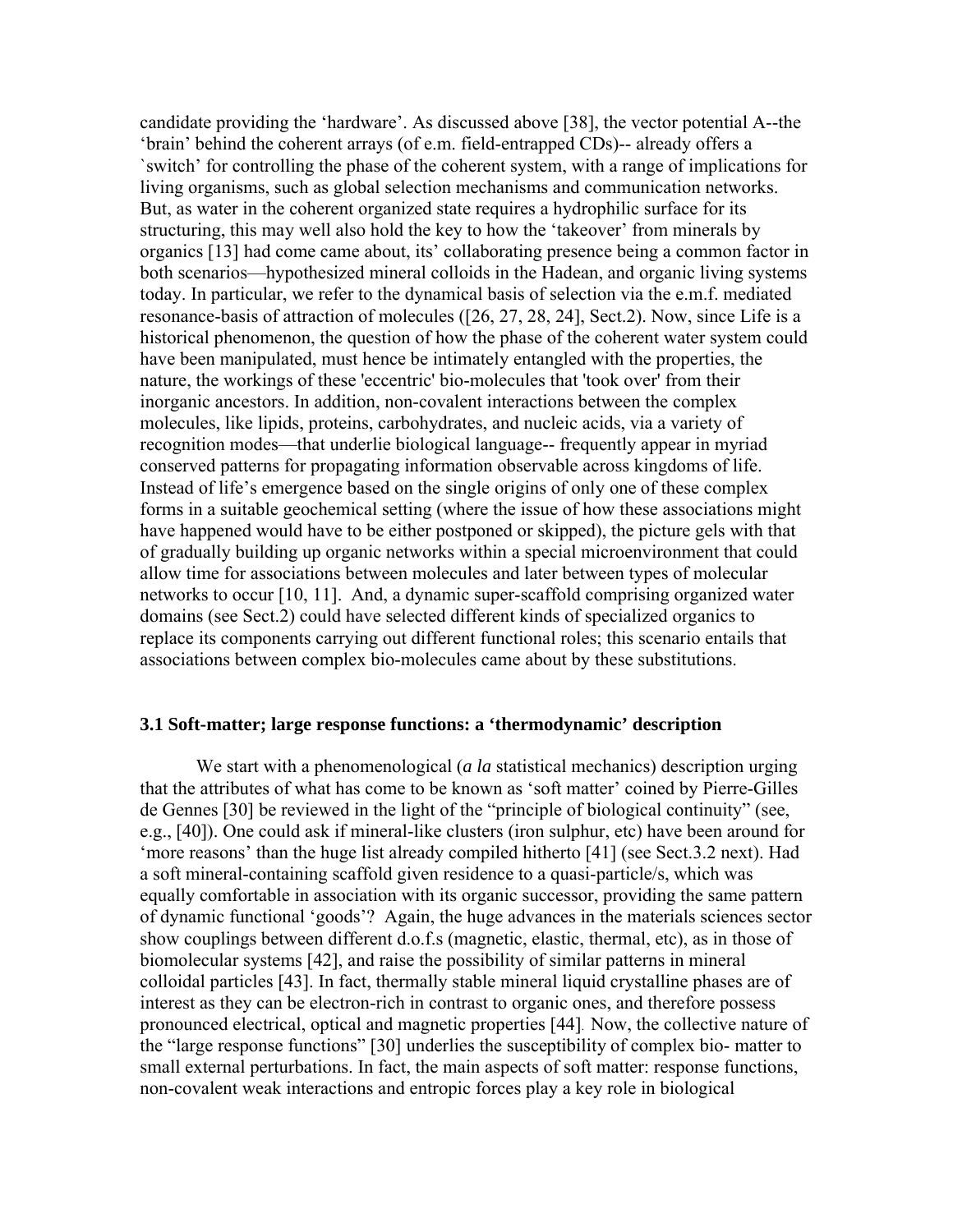candidate providing the 'hardware'. As discussed above [38], the vector potential A--the 'brain' behind the coherent arrays (of e.m. field-entrapped CDs)-- already offers a `switch' for controlling the phase of the coherent system, with a range of implications for living organisms, such as global selection mechanisms and communication networks. But, as water in the coherent organized state requires a hydrophilic surface for its structuring, this may well also hold the key to how the 'takeover' from minerals by organics [13] had come came about, its' collaborating presence being a common factor in both scenarios—hypothesized mineral colloids in the Hadean, and organic living systems today. In particular, we refer to the dynamical basis of selection via the e.m.f. mediated resonance-basis of attraction of molecules ([26, 27, 28, 24], Sect.2). Now, since Life is a historical phenomenon, the question of how the phase of the coherent water system could have been manipulated, must hence be intimately entangled with the properties, the nature, the workings of these 'eccentric' bio-molecules that 'took over' from their inorganic ancestors. In addition, non-covalent interactions between the complex molecules, like lipids, proteins, carbohydrates, and nucleic acids, via a variety of recognition modes—that underlie biological language-- frequently appear in myriad conserved patterns for propagating information observable across kingdoms of life. Instead of life's emergence based on the single origins of only one of these complex forms in a suitable geochemical setting (where the issue of how these associations might have happened would have to be either postponed or skipped), the picture gels with that of gradually building up organic networks within a special microenvironment that could allow time for associations between molecules and later between types of molecular networks to occur [10, 11]. And, a dynamic super-scaffold comprising organized water domains (see Sect.2) could have selected different kinds of specialized organics to replace its components carrying out different functional roles; this scenario entails that associations between complex bio-molecules came about by these substitutions.

### 3.1 Soft-matter; large response functions: a 'thermodynamic' description

We start with a phenomenological (*a la* statistical mechanics) description urging that the attributes of what has come to be known as 'soft matter' coined by Pierre-Gilles de Gennes [30] be reviewed in the light of the "principle of biological continuity" (see, e.g., [40]). One could ask if mineral-like clusters (iron sulphur, etc) have been around for 'more reasons' than the huge list already compiled hitherto [41] (see Sect.3.2 next). Had a soft mineral-containing scaffold given residence to a quasi-particle/s, which was equally comfortable in association with its organic successor, providing the same pattern of dynamic functional 'goods'? Again, the huge advances in the materials sciences sector show couplings between different d.o.f.s (magnetic, elastic, thermal, etc), as in those of biomolecular systems [42], and raise the possibility of similar patterns in mineral colloidal particles [43]. In fact, thermally stable mineral liquid crystalline phases are of interest as they can be electron-rich in contrast to organic ones, and therefore possess pronounced electrical, optical and magnetic properties [44]. Now, the collective nature of the "large response functions" [30] underlies the susceptibility of complex bio- matter to small external perturbations. In fact, the main aspects of soft matter: response functions, non-covalent weak interactions and entropic forces play a key role in biological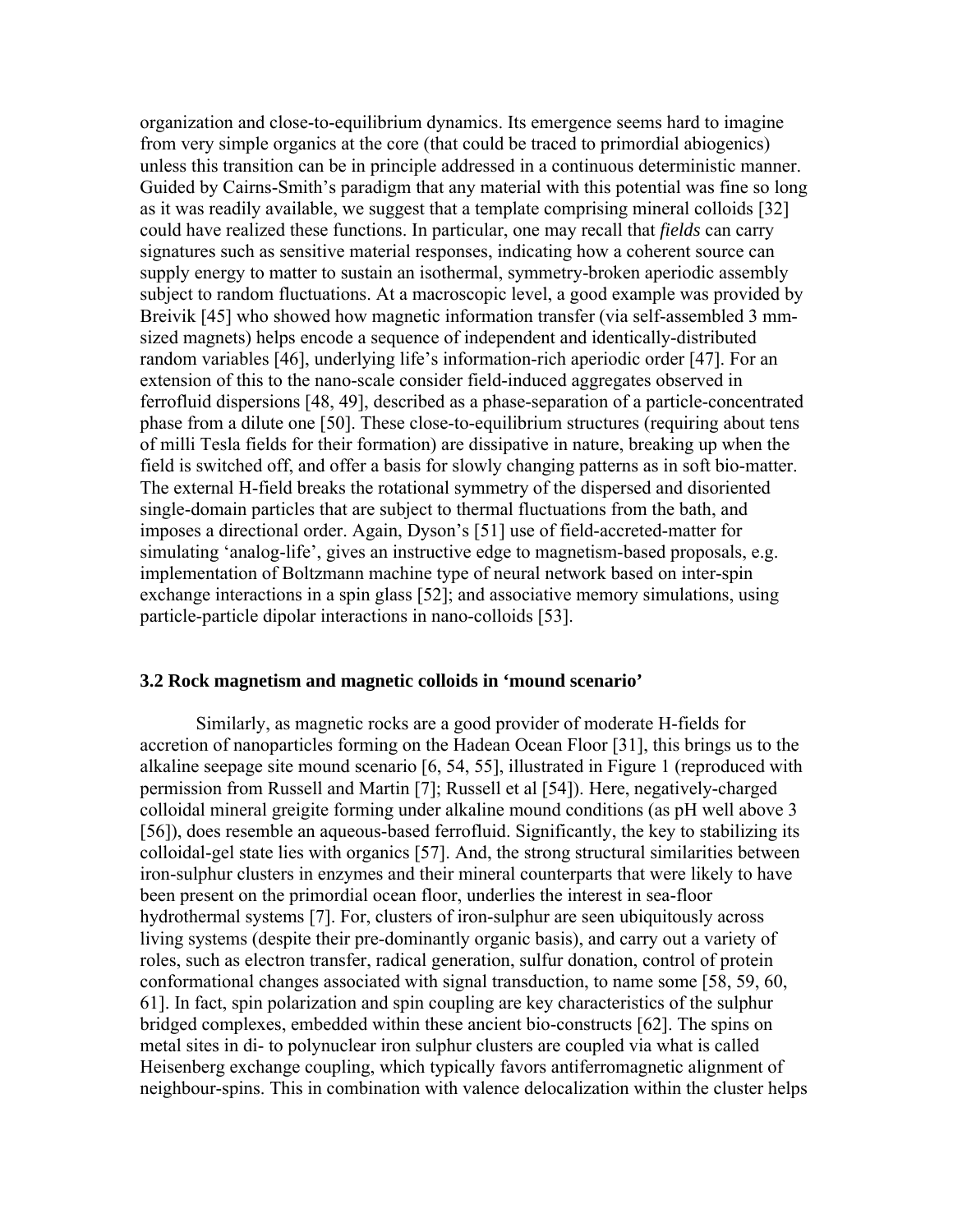organization and close-to-equilibrium dynamics. Its emergence seems hard to imagine from very simple organics at the core (that could be traced to primordial abiogenics) unless this transition can be in principle addressed in a continuous deterministic manner. Guided by Cairns-Smith's paradigm that any material with this potential was fine so long as it was readily available, we suggest that a template comprising mineral colloids [32] could have realized these functions. In particular, one may recall that *fields* can carry signatures such as sensitive material responses, indicating how a coherent source can supply energy to matter to sustain an isothermal, symmetry-broken aperiodic assembly subject to random fluctuations. At a macroscopic level, a good example was provided by Breivik [45] who showed how magnetic information transfer (via self-assembled 3 mm-sized magnets) helps encode a sequence of independent and identically-distributed random variables [46], underlying life's information-rich aperiodic order [47]. For an extension of this to the nano-scale consider field-induced aggregates observed in ferrofluid dispersions [48, 49], described as a phase-separation of a particle-concentrated phase from a dilute one [50]. These close-to-equilibrium structures (requiring about tens of milli Tesla fields for their formation) are dissipative in nature, breaking up when the field is switched off, and offer a basis for slowly changing patterns as in soft bio-matter. The external H-field breaks the rotational symmetry of the dispersed and disoriented single-domain particles that are subject to thermal fluctuations from the bath, and imposes a directional order. Again, Dyson's [51] use of field-accreted-matter for simulating 'analog-life', gives an instructive edge to magnetism-based proposals, e.g. implementation of Boltzmann machine type of neural network based on inter-spin exchange interactions in a spin glass [52]; and associative memory simulations, using particle-particle dipolar interactions in nano-colloids [53].

### 3.2 Rock magnetism and magnetic colloids in 'mound scenario'

Similarly, as magnetic rocks are a good provider of moderate H-fields for accretion of nanoparticles forming on the Hadean Ocean Floor [31], this brings us to the alkaline seepage site mound scenario [6, 54, 55], illustrated in Figure 1 (reproduced with permission from Russell and Martin [7]; Russell et al [54]). Here, negatively-charged colloidal mineral greigite forming under alkaline mound conditions (as pH well above 3 [56]), does resemble an aqueous-based ferrofluid. Significantly, the key to stabilizing its colloidal-gel state lies with organics [57]. And, the strong structural similarities between iron-sulphur clusters in enzymes and their mineral counterparts that were likely to have been present on the primordial ocean floor, underlies the interest in sea-floor hydrothermal systems [7]. For, clusters of iron-sulphur are seen ubiquitously across living systems (despite their pre-dominantly organic basis), and carry out a variety of roles, such as electron transfer, radical generation, sulfur donation, control of protein conformational changes associated with signal transduction, to name some [58, 59, 60, 61]. In fact, spin polarization and spin coupling are key characteristics of the sulphur bridged complexes, embedded within these ancient bio-constructs [62]. The spins on metal sites in di- to polynuclear iron sulphur clusters are coupled via what is called Heisenberg exchange coupling, which typically favors antiferromagnetic alignment of neighbour-spins. This in combination with valence delocalization within the cluster helps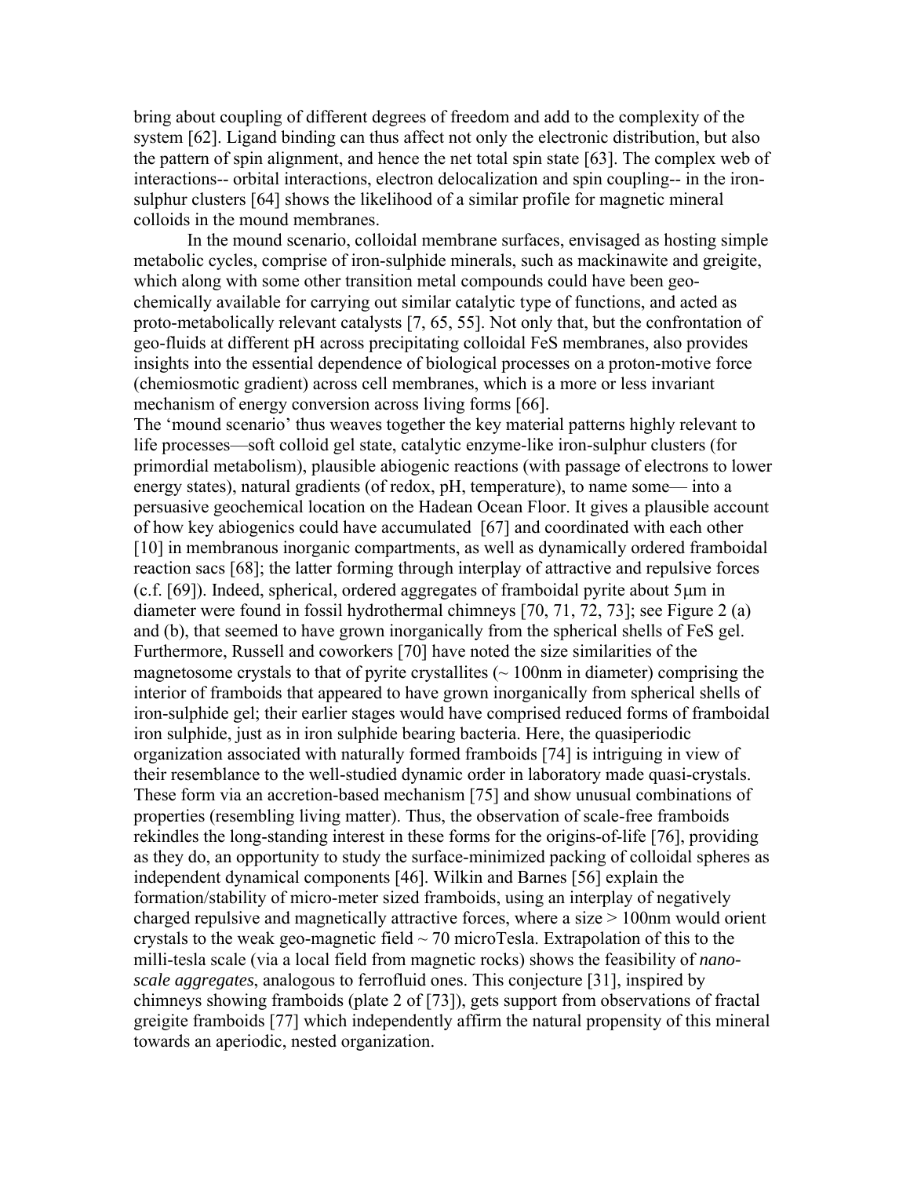bring about coupling of different degrees of freedom and add to the complexity of the system [62]. Ligand binding can thus affect not only the electronic distribution, but also the pattern of spin alignment, and hence the net total spin state [63]. The complex web of interactions-- orbital interactions, electron delocalization and spin coupling-- in the iron-sulphur clusters [64] shows the likelihood of a similar profile for magnetic mineral colloids in the mound membranes.

In the mound scenario, colloidal membrane surfaces, envisaged as hosting simple metabolic cycles, comprise of iron-sulphide minerals, such as mackinawite and greigite, which along with some other transition metal compounds could have been geo-chemically available for carrying out similar catalytic type of functions, and acted as proto-metabolically relevant catalysts [7, 65, 55]. Not only that, but the confrontation of geo-fluids at different pH across precipitating colloidal FeS membranes, also provides insights into the essential dependence of biological processes on a proton-motive force (chemiosmotic gradient) across cell membranes, which is a more or less invariant mechanism of energy conversion across living forms [66].

The 'mound scenario' thus weaves together the key material patterns highly relevant to life processes—soft colloid gel state, catalytic enzyme-like iron-sulphur clusters (for primordial metabolism), plausible abiogenic reactions (with passage of electrons to lower energy states), natural gradients (of redox, pH, temperature), to name some— into a persuasive geochemical location on the Hadean Ocean Floor. It gives a plausible account of how key abiogenics could have accumulated [67] and coordinated with each other [10] in membranous inorganic compartments, as well as dynamically ordered framboidal reaction sacs [68]; the latter forming through interplay of attractive and repulsive forces (c.f. [69]). Indeed, spherical, ordered aggregates of framboidal pyrite about 5μm in diameter were found in fossil hydrothermal chimneys [70, 71, 72, 73]; see Figure 2 (a) and (b), that seemed to have grown inorganically from the spherical shells of FeS gel. Furthermore, Russell and coworkers [70] have noted the size similarities of the magnetosome crystals to that of pyrite crystallites (~ 100nm in diameter) comprising the interior of framboids that appeared to have grown inorganically from spherical shells of iron-sulphide gel; their earlier stages would have comprised reduced forms of framboidal iron sulphide, just as in iron sulphide bearing bacteria. Here, the quasiperiodic organization associated with naturally formed framboids [74] is intriguing in view of their resemblance to the well-studied dynamic order in laboratory made quasi-crystals. These form via an accretion-based mechanism [75] and show unusual combinations of properties (resembling living matter). Thus, the observation of scale-free framboids rekindles the long-standing interest in these forms for the origins-of-life [76], providing as they do, an opportunity to study the surface-minimized packing of colloidal spheres as independent dynamical components [46]. Wilkin and Barnes [56] explain the formation/stability of micro-meter sized framboids, using an interplay of negatively charged repulsive and magnetically attractive forces, where a size > 100nm would orient crystals to the weak geo-magnetic field ~ 70 microTesla. Extrapolation of this to the milli-tesla scale (via a local field from magnetic rocks) shows the feasibility of *nano-scale aggregates*, analogous to ferrofluid ones. This conjecture [31], inspired by chimneys showing framboids (plate 2 of [73]), gets support from observations of fractal greigite framboids [77] which independently affirm the natural propensity of this mineral towards an aperiodic, nested organization.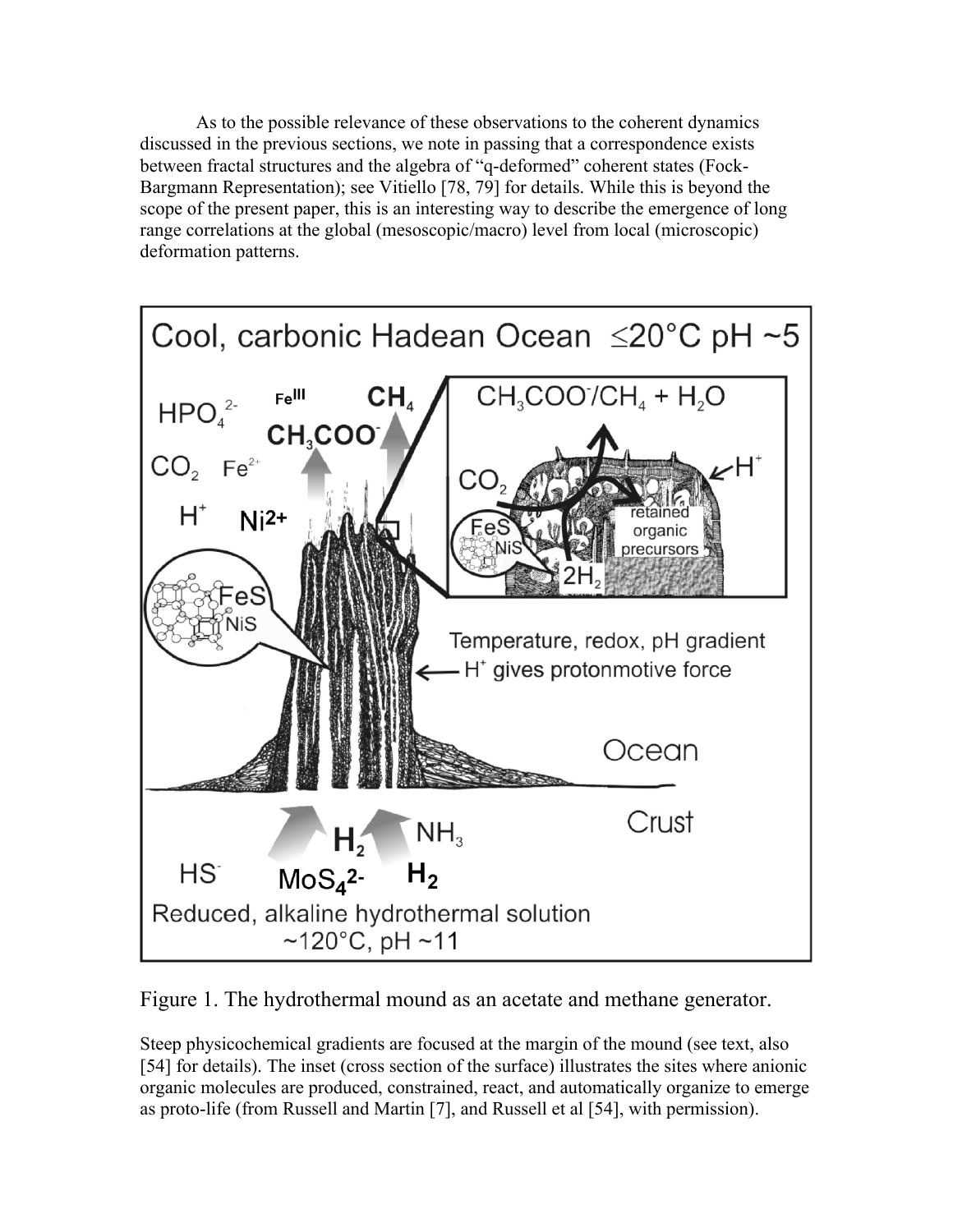As to the possible relevance of these observations to the coherent dynamics discussed in the previous sections, we note in passing that a correspondence exists between fractal structures and the algebra of "q-deformed" coherent states (Fock-Bargmann Representation); see Vitiello [78, 79] for details. While this is beyond the scope of the present paper, this is an interesting way to describe the emergence of long range correlations at the global (mesoscopic/macro) level from local (microscopic) deformation patterns.

Figure 1. The hydrothermal mound as an acetate and methane generator.

Steep physicochemical gradients are focused at the margin of the mound (see text, also [54] for details). The inset (cross section of the surface) illustrates the sites where anionic organic molecules are produced, constrained, react, and automatically organize to emerge as proto-life (from Russell and Martin [7], and Russell et al [54], with permission).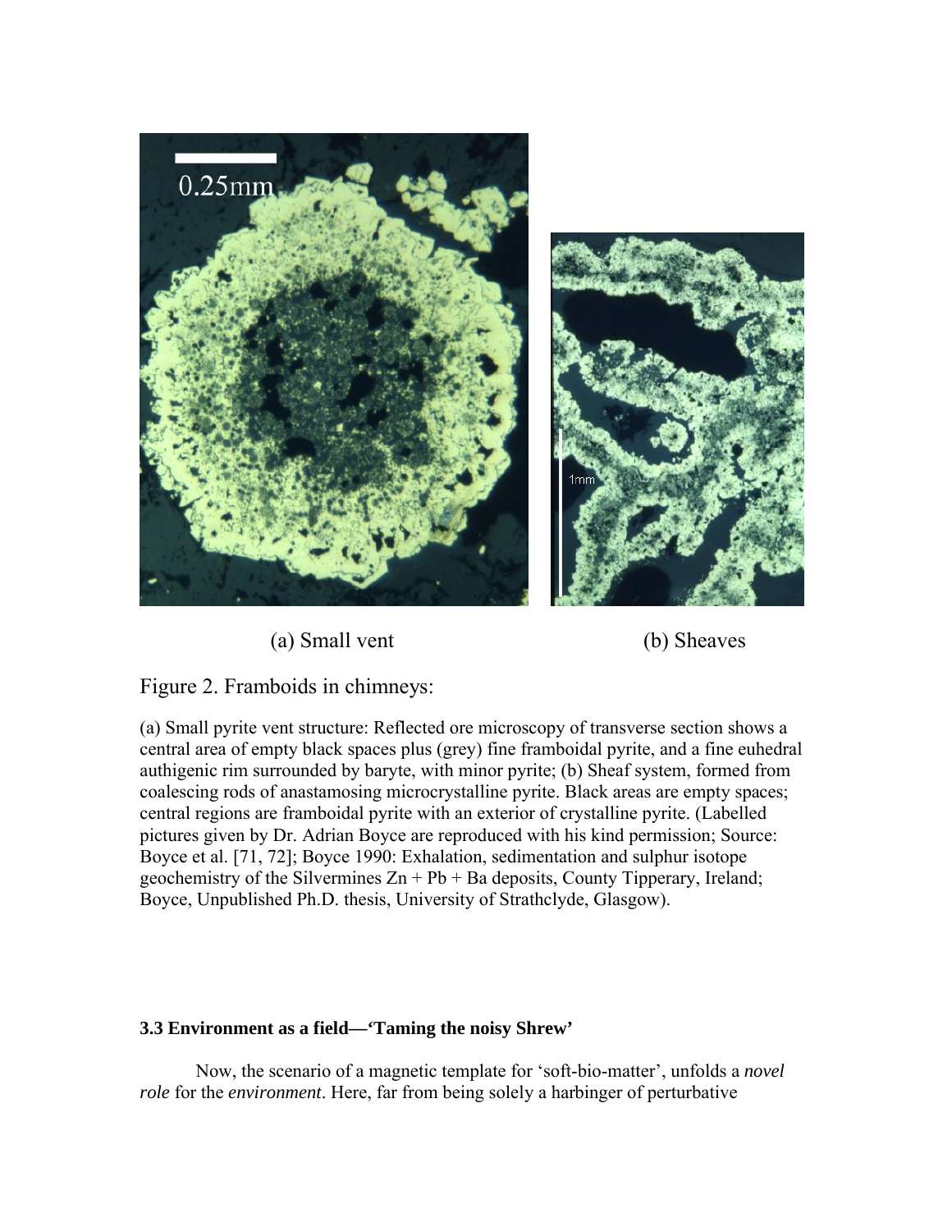(a) Small vent (b) Sheaves

Figure 2. Framboids in chimneys:

(a) Small pyrite vent structure: Reflected ore microscopy of transverse section shows a central area of empty black spaces plus (grey) fine framboidal pyrite, and a fine euhedral authigenic rim surrounded by baryte, with minor pyrite; (b) Sheaf system, formed from coalescing rods of anastamosing microcrystalline pyrite. Black areas are empty spaces; central regions are framboidal pyrite with an exterior of crystalline pyrite. (Labelled pictures given by Dr. Adrian Boyce are reproduced with his kind permission; Source: Boyce et al. [71, 72]; Boyce 1990: Exhalation, sedimentation and sulphur isotope geochemistry of the Silvermines Zn + Pb + Ba deposits, County Tipperary, Ireland; Boyce, Unpublished Ph.D. thesis, University of Strathclyde, Glasgow).

### 3.3 Environment as a field—'Taming the noisy Shrew'

Now, the scenario of a magnetic template for 'soft-bio-matter', unfolds a *novel role* for the *environment*. Here, far from being solely a harbinger of perturbative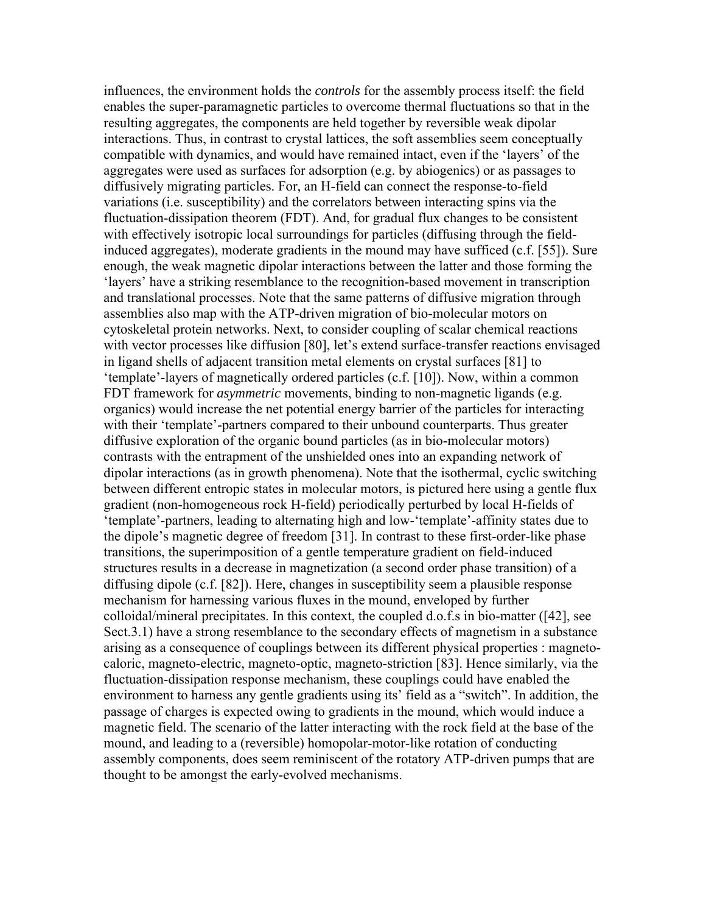influences, the environment holds the *controls* for the assembly process itself: the field enables the super-paramagnetic particles to overcome thermal fluctuations so that in the resulting aggregates, the components are held together by reversible weak dipolar interactions. Thus, in contrast to crystal lattices, the soft assemblies seem conceptually compatible with dynamics, and would have remained intact, even if the 'layers' of the aggregates were used as surfaces for adsorption (e.g. by abiogenics) or as passages to diffusively migrating particles. For, an H-field can connect the response-to-field variations (i.e. susceptibility) and the correlators between interacting spins via the fluctuation-dissipation theorem (FDT). And, for gradual flux changes to be consistent with effectively isotropic local surroundings for particles (diffusing through the field-induced aggregates), moderate gradients in the mound may have sufficed (c.f. [55]). Sure enough, the weak magnetic dipolar interactions between the latter and those forming the 'layers' have a striking resemblance to the recognition-based movement in transcription and translational processes. Note that the same patterns of diffusive migration through assemblies also map with the ATP-driven migration of bio-molecular motors on cytoskeletal protein networks. Next, to consider coupling of scalar chemical reactions with vector processes like diffusion [80], let's extend surface-transfer reactions envisaged in ligand shells of adjacent transition metal elements on crystal surfaces [81] to 'template'-layers of magnetically ordered particles (c.f. [10]). Now, within a common FDT framework for *asymmetric* movements, binding to non-magnetic ligands (e.g. organics) would increase the net potential energy barrier of the particles for interacting with their 'template'-partners compared to their unbound counterparts. Thus greater diffusive exploration of the organic bound particles (as in bio-molecular motors) contrasts with the entrapment of the unshielded ones into an expanding network of dipolar interactions (as in growth phenomena). Note that the isothermal, cyclic switching between different entropic states in molecular motors, is pictured here using a gentle flux gradient (non-homogeneous rock H-field) periodically perturbed by local H-fields of 'template'-partners, leading to alternating high and low-'template'-affinity states due to the dipole's magnetic degree of freedom [31]. In contrast to these first-order-like phase transitions, the superimposition of a gentle temperature gradient on field-induced structures results in a decrease in magnetization (a second order phase transition) of a diffusing dipole (c.f. [82]). Here, changes in susceptibility seem a plausible response mechanism for harnessing various fluxes in the mound, enveloped by further colloidal/mineral precipitates. In this context, the coupled d.o.f.s in bio-matter ([42], see Sect.3.1) have a strong resemblance to the secondary effects of magnetism in a substance arising as a consequence of couplings between its different physical properties : magneto-caloric, magneto-electric, magneto-optic, magneto-striction [83]. Hence similarly, via the fluctuation-dissipation response mechanism, these couplings could have enabled the environment to harness any gentle gradients using its' field as a "switch". In addition, the passage of charges is expected owing to gradients in the mound, which would induce a magnetic field. The scenario of the latter interacting with the rock field at the base of the mound, and leading to a (reversible) homopolar-motor-like rotation of conducting assembly components, does seem reminiscent of the rotatory ATP-driven pumps that are thought to be amongst the early-evolved mechanisms.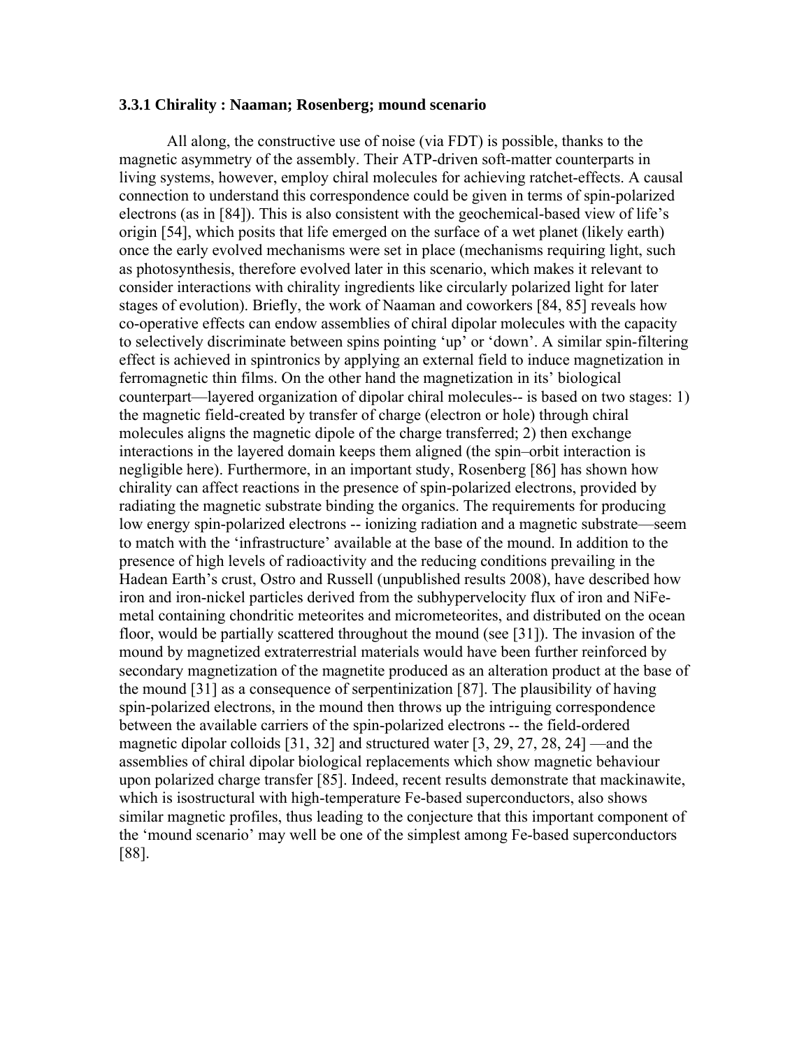### 3.3.1 Chirality : Naaman; Rosenberg; mound scenario

All along, the constructive use of noise (via FDT) is possible, thanks to the magnetic asymmetry of the assembly. Their ATP-driven soft-matter counterparts in living systems, however, employ chiral molecules for achieving ratchet-effects. A causal connection to understand this correspondence could be given in terms of spin-polarized electrons (as in [84]). This is also consistent with the geochemical-based view of life's origin [54], which posits that life emerged on the surface of a wet planet (likely earth) once the early evolved mechanisms were set in place (mechanisms requiring light, such as photosynthesis, therefore evolved later in this scenario, which makes it relevant to consider interactions with chirality ingredients like circularly polarized light for later stages of evolution). Briefly, the work of Naaman and coworkers [84, 85] reveals how co-operative effects can endow assemblies of chiral dipolar molecules with the capacity to selectively discriminate between spins pointing 'up' or 'down'. A similar spin-filtering effect is achieved in spintronics by applying an external field to induce magnetization in ferromagnetic thin films. On the other hand the magnetization in its' biological counterpart—layered organization of dipolar chiral molecules-- is based on two stages: 1) the magnetic field-created by transfer of charge (electron or hole) through chiral molecules aligns the magnetic dipole of the charge transferred; 2) then exchange interactions in the layered domain keeps them aligned (the spin–orbit interaction is negligible here). Furthermore, in an important study, Rosenberg [86] has shown how chirality can affect reactions in the presence of spin-polarized electrons, provided by radiating the magnetic substrate binding the organics. The requirements for producing low energy spin-polarized electrons -- ionizing radiation and a magnetic substrate—seem to match with the 'infrastructure' available at the base of the mound. In addition to the presence of high levels of radioactivity and the reducing conditions prevailing in the Hadean Earth's crust, Ostro and Russell (unpublished results 2008), have described how iron and iron-nickel particles derived from the subhypervelocity flux of iron and NiFe-metal containing chondritic meteorites and micrometeorites, and distributed on the ocean floor, would be partially scattered throughout the mound (see [31]). The invasion of the mound by magnetized extraterrestrial materials would have been further reinforced by secondary magnetization of the magnetite produced as an alteration product at the base of the mound [31] as a consequence of serpentinization [87]. The plausibility of having spin-polarized electrons, in the mound then throws up the intriguing correspondence between the available carriers of the spin-polarized electrons -- the field-ordered magnetic dipolar colloids [31, 32] and structured water [3, 29, 27, 28, 24] —and the assemblies of chiral dipolar biological replacements which show magnetic behaviour upon polarized charge transfer [85]. Indeed, recent results demonstrate that mackinawite, which is isostructural with high-temperature Fe-based superconductors, also shows similar magnetic profiles, thus leading to the conjecture that this important component of the 'mound scenario' may well be one of the simplest among Fe-based superconductors [88].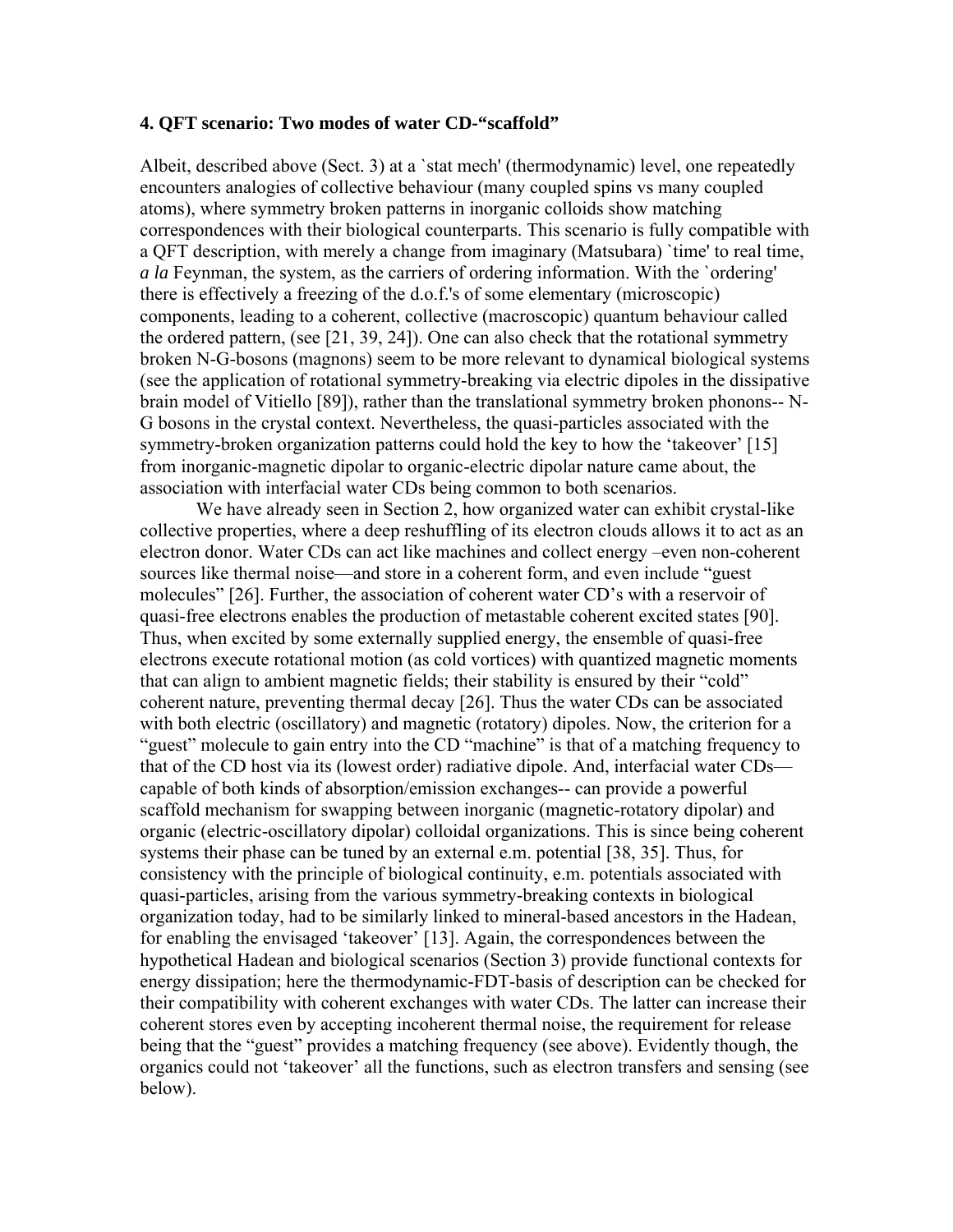### 4. QFT scenario: Two modes of water CD-“scaffold”

Albeit, described above (Sect. 3) at a `stat mech' (thermodynamic) level, one repeatedly encounters analogies of collective behaviour (many coupled spins vs many coupled atoms), where symmetry broken patterns in inorganic colloids show matching correspondences with their biological counterparts. This scenario is fully compatible with a QFT description, with merely a change from imaginary (Matsubara) `time' to real time, *a la* Feynman, the system, as the carriers of ordering information. With the `ordering' there is effectively a freezing of the d.o.f.'s of some elementary (microscopic) components, leading to a coherent, collective (macroscopic) quantum behaviour called the ordered pattern, (see [21, 39, 24]). One can also check that the rotational symmetry broken N-G-bosons (magnons) seem to be more relevant to dynamical biological systems (see the application of rotational symmetry-breaking via electric dipoles in the dissipative brain model of Vitiello [89]), rather than the translational symmetry broken phonons-- N-G bosons in the crystal context. Nevertheless, the quasi-particles associated with the symmetry-broken organization patterns could hold the key to how the ‘takeover’ [15] from inorganic-magnetic dipolar to organic-electric dipolar nature came about, the association with interfacial water CDs being common to both scenarios.

We have already seen in Section 2, how organized water can exhibit crystal-like collective properties, where a deep reshuffling of its electron clouds allows it to act as an electron donor. Water CDs can act like machines and collect energy –even non-coherent sources like thermal noise—and store in a coherent form, and even include “guest molecules” [26]. Further, the association of coherent water CD’s with a reservoir of quasi-free electrons enables the production of metastable coherent excited states [90]. Thus, when excited by some externally supplied energy, the ensemble of quasi-free electrons execute rotational motion (as cold vortices) with quantized magnetic moments that can align to ambient magnetic fields; their stability is ensured by their “cold” coherent nature, preventing thermal decay [26]. Thus the water CDs can be associated with both electric (oscillatory) and magnetic (rotatory) dipoles. Now, the criterion for a “guest” molecule to gain entry into the CD “machine” is that of a matching frequency to that of the CD host via its (lowest order) radiative dipole. And, interfacial water CDs—capable of both kinds of absorption/emission exchanges-- can provide a powerful scaffold mechanism for swapping between inorganic (magnetic-rotatory dipolar) and organic (electric-oscillatory dipolar) colloidal organizations. This is since being coherent systems their phase can be tuned by an external e.m. potential [38, 35]. Thus, for consistency with the principle of biological continuity, e.m. potentials associated with quasi-particles, arising from the various symmetry-breaking contexts in biological organization today, had to be similarly linked to mineral-based ancestors in the Hadean, for enabling the envisaged ‘takeover’ [13]. Again, the correspondences between the hypothetical Hadean and biological scenarios (Section 3) provide functional contexts for energy dissipation; here the thermodynamic-FDT-basis of description can be checked for their compatibility with coherent exchanges with water CDs. The latter can increase their coherent stores even by accepting incoherent thermal noise, the requirement for release being that the “guest” provides a matching frequency (see above). Evidently though, the organics could not ‘takeover’ all the functions, such as electron transfers and sensing (see below).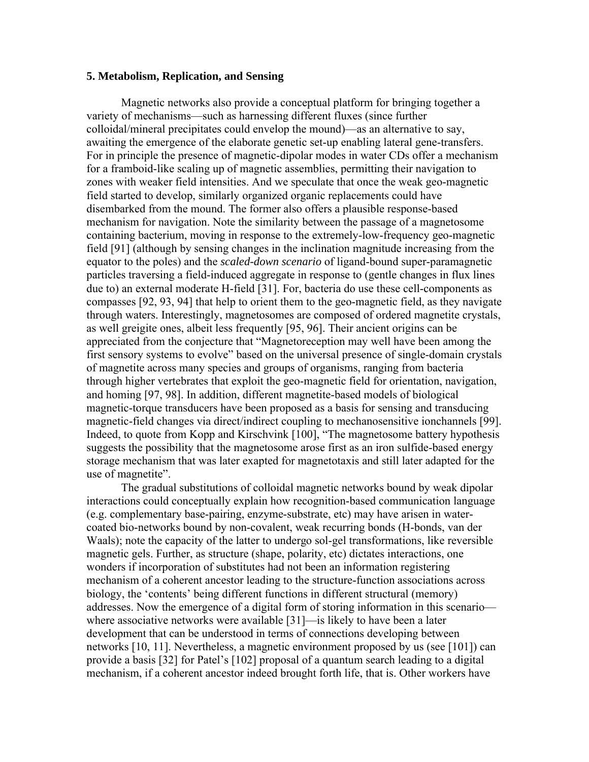### 5. Metabolism, Replication, and Sensing

Magnetic networks also provide a conceptual platform for bringing together a variety of mechanisms—such as harnessing different fluxes (since further colloidal/mineral precipitates could envelop the mound)—as an alternative to say, awaiting the emergence of the elaborate genetic set-up enabling lateral gene-transfers. For in principle the presence of magnetic-dipolar modes in water CDs offer a mechanism for a framboid-like scaling up of magnetic assemblies, permitting their navigation to zones with weaker field intensities. And we speculate that once the weak geo-magnetic field started to develop, similarly organized organic replacements could have disembarked from the mound. The former also offers a plausible response-based mechanism for navigation. Note the similarity between the passage of a magnetosome containing bacterium, moving in response to the extremely-low-frequency geo-magnetic field [91] (although by sensing changes in the inclination magnitude increasing from the equator to the poles) and the *scaled-down scenario* of ligand-bound super-paramagnetic particles traversing a field-induced aggregate in response to (gentle changes in flux lines due to) an external moderate H-field [31]. For, bacteria do use these cell-components as compasses [92, 93, 94] that help to orient them to the geo-magnetic field, as they navigate through waters. Interestingly, magnetosomes are composed of ordered magnetite crystals, as well greigite ones, albeit less frequently [95, 96]. Their ancient origins can be appreciated from the conjecture that "Magnetoreception may well have been among the first sensory systems to evolve" based on the universal presence of single-domain crystals of magnetite across many species and groups of organisms, ranging from bacteria through higher vertebrates that exploit the geo-magnetic field for orientation, navigation, and homing [97, 98]. In addition, different magnetite-based models of biological magnetic-torque transducers have been proposed as a basis for sensing and transducing magnetic-field changes via direct/indirect coupling to mechanosensitive ionchannels [99]. Indeed, to quote from Kopp and Kirschvink [100], "The magnetosome battery hypothesis suggests the possibility that the magnetosome arose first as an iron sulfide-based energy storage mechanism that was later exapted for magnetotaxis and still later adapted for the use of magnetite".

The gradual substitutions of colloidal magnetic networks bound by weak dipolar interactions could conceptually explain how recognition-based communication language (e.g. complementary base-pairing, enzyme-substrate, etc) may have arisen in water-coated bio-networks bound by non-covalent, weak recurring bonds (H-bonds, van der Waals); note the capacity of the latter to undergo sol-gel transformations, like reversible magnetic gels. Further, as structure (shape, polarity, etc) dictates interactions, one wonders if incorporation of substitutes had not been an information registering mechanism of a coherent ancestor leading to the structure-function associations across biology, the 'contents' being different functions in different structural (memory) addresses. Now the emergence of a digital form of storing information in this scenario—where associative networks were available [31]—is likely to have been a later development that can be understood in terms of connections developing between networks [10, 11]. Nevertheless, a magnetic environment proposed by us (see [101]) can provide a basis [32] for Patel's [102] proposal of a quantum search leading to a digital mechanism, if a coherent ancestor indeed brought forth life, that is. Other workers have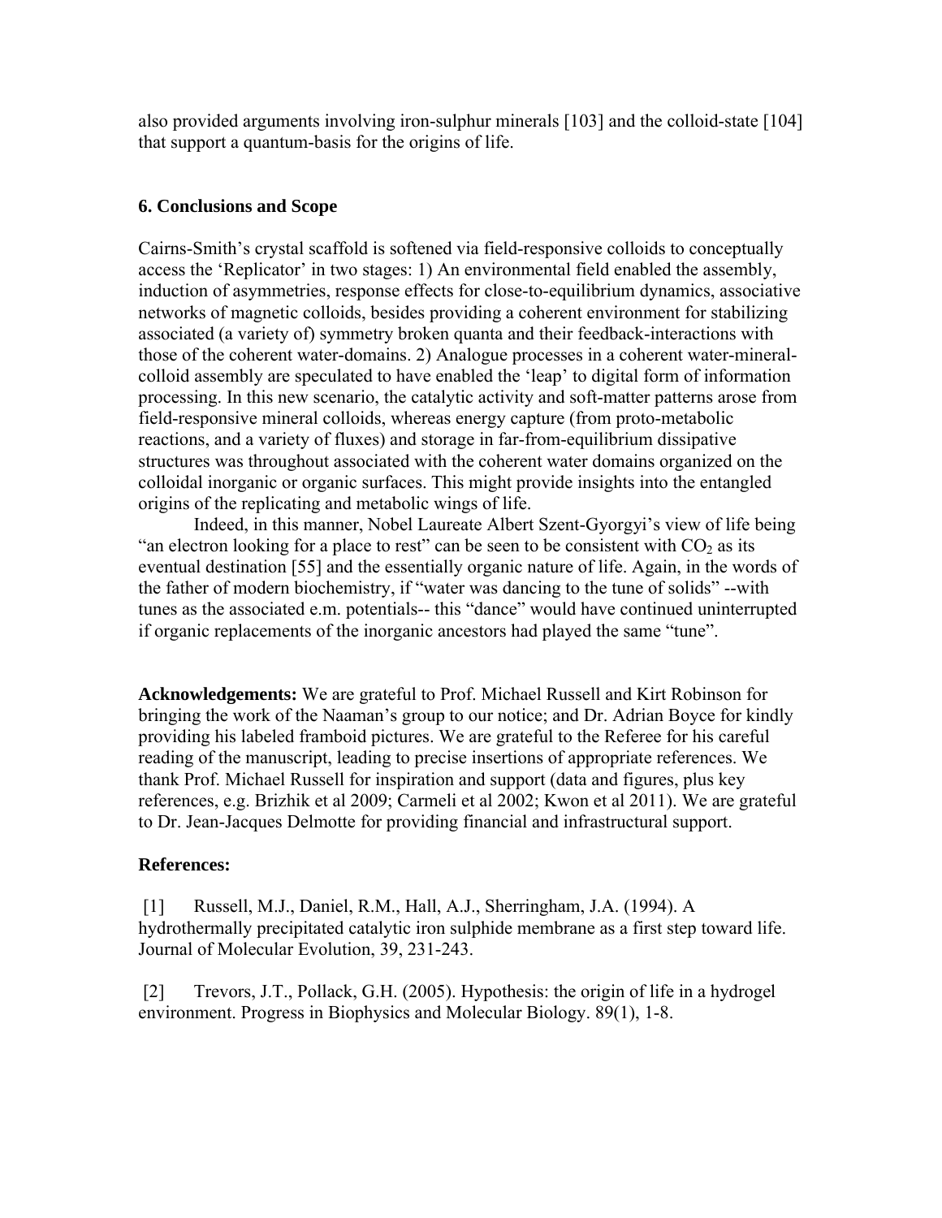also provided arguments involving iron-sulphur minerals [103] and the colloid-state [104] that support a quantum-basis for the origins of life.

## 6. Conclusions and Scope

Cairns-Smith's crystal scaffold is softened via field-responsive colloids to conceptually access the 'Replicator' in two stages: 1) An environmental field enabled the assembly, induction of asymmetries, response effects for close-to-equilibrium dynamics, associative networks of magnetic colloids, besides providing a coherent environment for stabilizing associated (a variety of) symmetry broken quanta and their feedback-interactions with those of the coherent water-domains. 2) Analogue processes in a coherent water-mineral-colloid assembly are speculated to have enabled the 'leap' to digital form of information processing. In this new scenario, the catalytic activity and soft-matter patterns arose from field-responsive mineral colloids, whereas energy capture (from proto-metabolic reactions, and a variety of fluxes) and storage in far-from-equilibrium dissipative structures was throughout associated with the coherent water domains organized on the colloidal inorganic or organic surfaces. This might provide insights into the entangled origins of the replicating and metabolic wings of life.

Indeed, in this manner, Nobel Laureate Albert Szent-Gyorgyi's view of life being "an electron looking for a place to rest" can be seen to be consistent with $CO_2$ as its eventual destination [55] and the essentially organic nature of life. Again, in the words of the father of modern biochemistry, if "water was dancing to the tune of solids" --with tunes as the associated e.m. potentials-- this "dance" would have continued uninterrupted if organic replacements of the inorganic ancestors had played the same "tune".

**Acknowledgements:** We are grateful to Prof. Michael Russell and Kirt Robinson for bringing the work of the Naaman's group to our notice; and Dr. Adrian Boyce for kindly providing his labeled framboid pictures. We are grateful to the Referee for his careful reading of the manuscript, leading to precise insertions of appropriate references. We thank Prof. Michael Russell for inspiration and support (data and figures, plus key references, e.g. Brizhik et al 2009; Carmeli et al 2002; Kwon et al 2011). We are grateful to Dr. Jean-Jacques Delmotte for providing financial and infrastructural support.

**References:**

[1] Russell, M.J., Daniel, R.M., Hall, A.J., Sherringham, J.A. (1994). A hydrothermally precipitated catalytic iron sulphide membrane as a first step toward life. Journal of Molecular Evolution, 39, 231-243.

[2] Trevors, J.T., Pollack, G.H. (2005). Hypothesis: the origin of life in a hydrogel environment. Progress in Biophysics and Molecular Biology. 89(1), 1-8.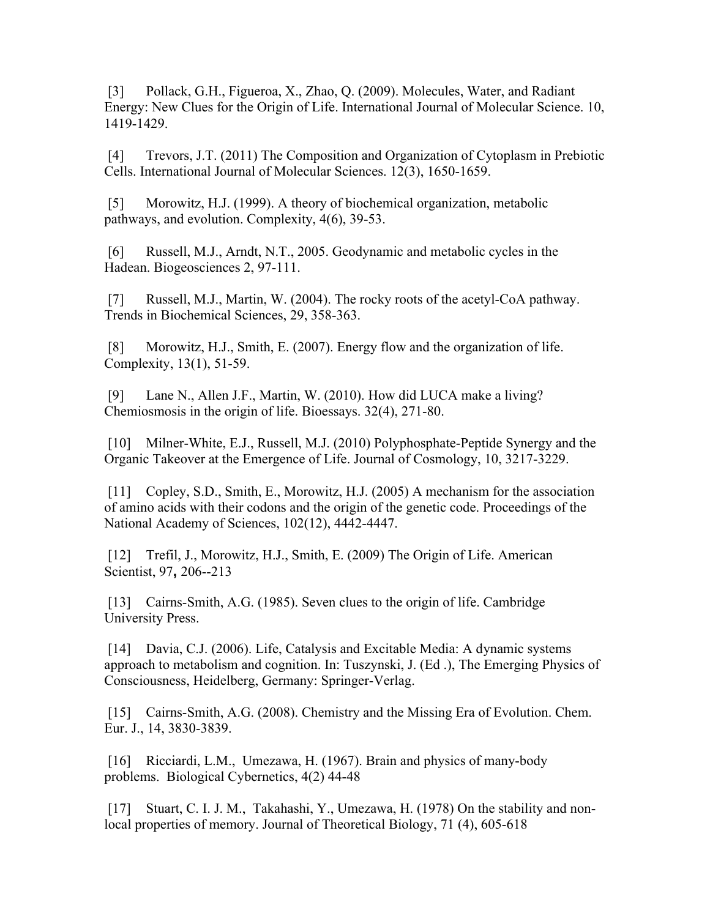[3] Pollack, G.H., Figueroa, X., Zhao, Q. (2009). Molecules, Water, and Radiant Energy: New Clues for the Origin of Life. International Journal of Molecular Science. 10, 1419-1429.

[4] Trevors, J.T. (2011) The Composition and Organization of Cytoplasm in Prebiotic Cells. International Journal of Molecular Sciences. 12(3), 1650-1659.

[5] Morowitz, H.J. (1999). A theory of biochemical organization, metabolic pathways, and evolution. Complexity, 4(6), 39-53.

[6] Russell, M.J., Arndt, N.T., 2005. Geodynamic and metabolic cycles in the Hadean. Biogeosciences 2, 97-111.

[7] Russell, M.J., Martin, W. (2004). The rocky roots of the acetyl-CoA pathway. Trends in Biochemical Sciences, 29, 358-363.

[8] Morowitz, H.J., Smith, E. (2007). Energy flow and the organization of life. Complexity, 13(1), 51-59.

[9] Lane N., Allen J.F., Martin, W. (2010). How did LUCA make a living? Chemiosmosis in the origin of life. Bioessays. 32(4), 271-80.

[10] Milner-White, E.J., Russell, M.J. (2010) Polyphosphate-Peptide Synergy and the Organic Takeover at the Emergence of Life. Journal of Cosmology, 10, 3217-3229.

[11] Copley, S.D., Smith, E., Morowitz, H.J. (2005) A mechanism for the association of amino acids with their codons and the origin of the genetic code. Proceedings of the National Academy of Sciences, 102(12), 4442-4447.

[12] Trefil, J., Morowitz, H.J., Smith, E. (2009) The Origin of Life. American Scientist, 97, 206--213

[13] Cairns-Smith, A.G. (1985). Seven clues to the origin of life. Cambridge University Press.

[14] Davia, C.J. (2006). Life, Catalysis and Excitable Media: A dynamic systems approach to metabolism and cognition. In: Tuszynski, J. (Ed .), The Emerging Physics of Consciousness, Heidelberg, Germany: Springer-Verlag.

[15] Cairns-Smith, A.G. (2008). Chemistry and the Missing Era of Evolution. Chem. Eur. J., 14, 3830-3839.

[16] Ricciardi, L.M., Umezawa, H. (1967). Brain and physics of many-body problems. Biological Cybernetics, 4(2) 44-48

[17] Stuart, C. I. J. M., Takahashi, Y., Umezawa, H. (1978) On the stability and non-local properties of memory. Journal of Theoretical Biology, 71 (4), 605-618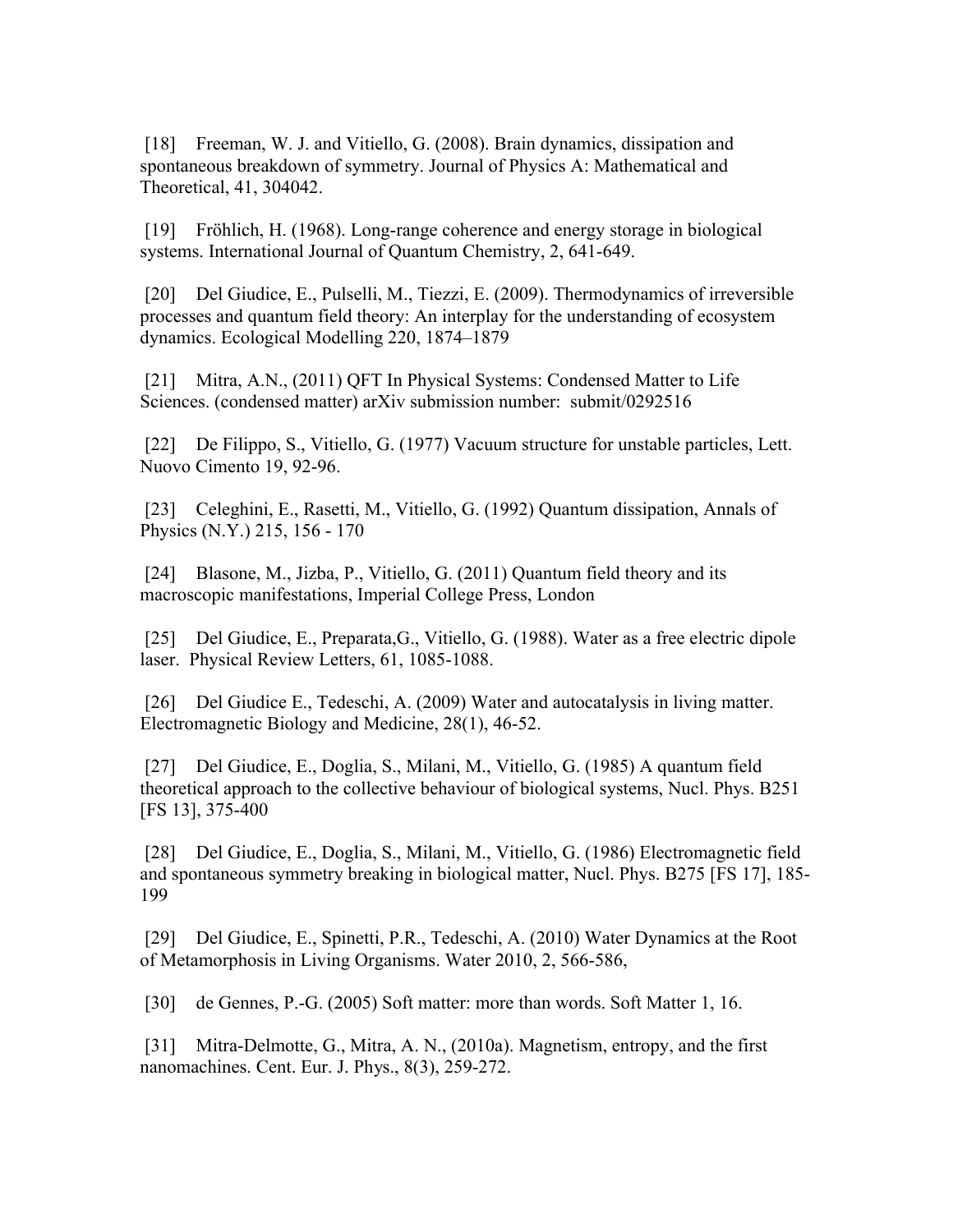[18] Freeman, W. J. and Vitiello, G. (2008). Brain dynamics, dissipation and spontaneous breakdown of symmetry. Journal of Physics A: Mathematical and Theoretical, 41, 304042.

[19] Fröhlich, H. (1968). Long-range coherence and energy storage in biological systems. International Journal of Quantum Chemistry, 2, 641-649.

[20] Del Giudice, E., Pulselli, M., Tiezzi, E. (2009). Thermodynamics of irreversible processes and quantum field theory: An interplay for the understanding of ecosystem dynamics. Ecological Modelling 220, 1874–1879

[21] Mitra, A.N., (2011) QFT In Physical Systems: Condensed Matter to Life Sciences. (condensed matter) arXiv submission number: submit/0292516

[22] De Filippo, S., Vitiello, G. (1977) Vacuum structure for unstable particles, Lett. Nuovo Cimento 19, 92-96.

[23] Celeghini, E., Rasetti, M., Vitiello, G. (1992) Quantum dissipation, Annals of Physics (N.Y.) 215, 156 - 170

[24] Blasone, M., Jizba, P., Vitiello, G. (2011) Quantum field theory and its macroscopic manifestations, Imperial College Press, London

[25] Del Giudice, E., Preparata,G., Vitiello, G. (1988). Water as a free electric dipole laser. Physical Review Letters, 61, 1085-1088.

[26] Del Giudice E., Tedeschi, A. (2009) Water and autocatalysis in living matter. Electromagnetic Biology and Medicine, 28(1), 46-52.

[27] Del Giudice, E., Doglia, S., Milani, M., Vitiello, G. (1985) A quantum field theoretical approach to the collective behaviour of biological systems, Nucl. Phys. B251 [FS 13], 375-400

[28] Del Giudice, E., Doglia, S., Milani, M., Vitiello, G. (1986) Electromagnetic field and spontaneous symmetry breaking in biological matter, Nucl. Phys. B275 [FS 17], 185-199

[29] Del Giudice, E., Spinetti, P.R., Tedeschi, A. (2010) Water Dynamics at the Root of Metamorphosis in Living Organisms. Water 2010, 2, 566-586,

[30] de Gennes, P.-G. (2005) Soft matter: more than words. Soft Matter 1, 16.

[31] Mitra-Delmotte, G., Mitra, A. N., (2010a). Magnetism, entropy, and the first nanomachines. Cent. Eur. J. Phys., 8(3), 259-272.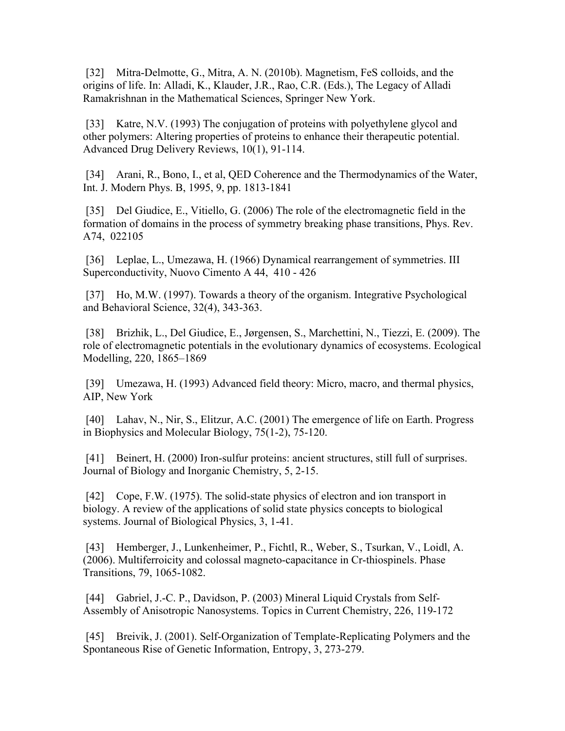[32] Mitra-Delmotte, G., Mitra, A. N. (2010b). Magnetism, FeS colloids, and the origins of life. In: Alladi, K., Klauder, J.R., Rao, C.R. (Eds.), The Legacy of Alladi Ramakrishnan in the Mathematical Sciences, Springer New York.

[33] Katre, N.V. (1993) The conjugation of proteins with polyethylene glycol and other polymers: Altering properties of proteins to enhance their therapeutic potential. Advanced Drug Delivery Reviews, 10(1), 91-114.

[34] Arani, R., Bono, I., et al, QED Coherence and the Thermodynamics of the Water, Int. J. Modern Phys. B, 1995, 9, pp. 1813-1841

[35] Del Giudice, E., Vitiello, G. (2006) The role of the electromagnetic field in the formation of domains in the process of symmetry breaking phase transitions, Phys. Rev. A74, 022105

[36] Leplae, L., Umezawa, H. (1966) Dynamical rearrangement of symmetries. III Superconductivity, Nuovo Cimento A 44, 410 - 426

[37] Ho, M.W. (1997). Towards a theory of the organism. Integrative Psychological and Behavioral Science, 32(4), 343-363.

[38] Brizhik, L., Del Giudice, E., Jørgensen, S., Marchettini, N., Tiezzi, E. (2009). The role of electromagnetic potentials in the evolutionary dynamics of ecosystems. Ecological Modelling, 220, 1865–1869

[39] Umezawa, H. (1993) Advanced field theory: Micro, macro, and thermal physics, AIP, New York

[40] Lahav, N., Nir, S., Elitzur, A.C. (2001) The emergence of life on Earth. Progress in Biophysics and Molecular Biology, 75(1-2), 75-120.

[41] Beinert, H. (2000) Iron-sulfur proteins: ancient structures, still full of surprises. Journal of Biology and Inorganic Chemistry, 5, 2-15.

[42] Cope, F.W. (1975). The solid-state physics of electron and ion transport in biology. A review of the applications of solid state physics concepts to biological systems. Journal of Biological Physics, 3, 1-41.

[43] Hemberger, J., Lunkenheimer, P., Fichtl, R., Weber, S., Tsurkan, V., Loidl, A. (2006). Multiferroicity and colossal magneto-capacitance in Cr-thiospinels. Phase Transitions, 79, 1065-1082.

[44] Gabriel, J.-C. P., Davidson, P. (2003) Mineral Liquid Crystals from Self-Assembly of Anisotropic Nanosystems. Topics in Current Chemistry, 226, 119-172

[45] Breivik, J. (2001). Self-Organization of Template-Replicating Polymers and the Spontaneous Rise of Genetic Information, Entropy, 3, 273-279.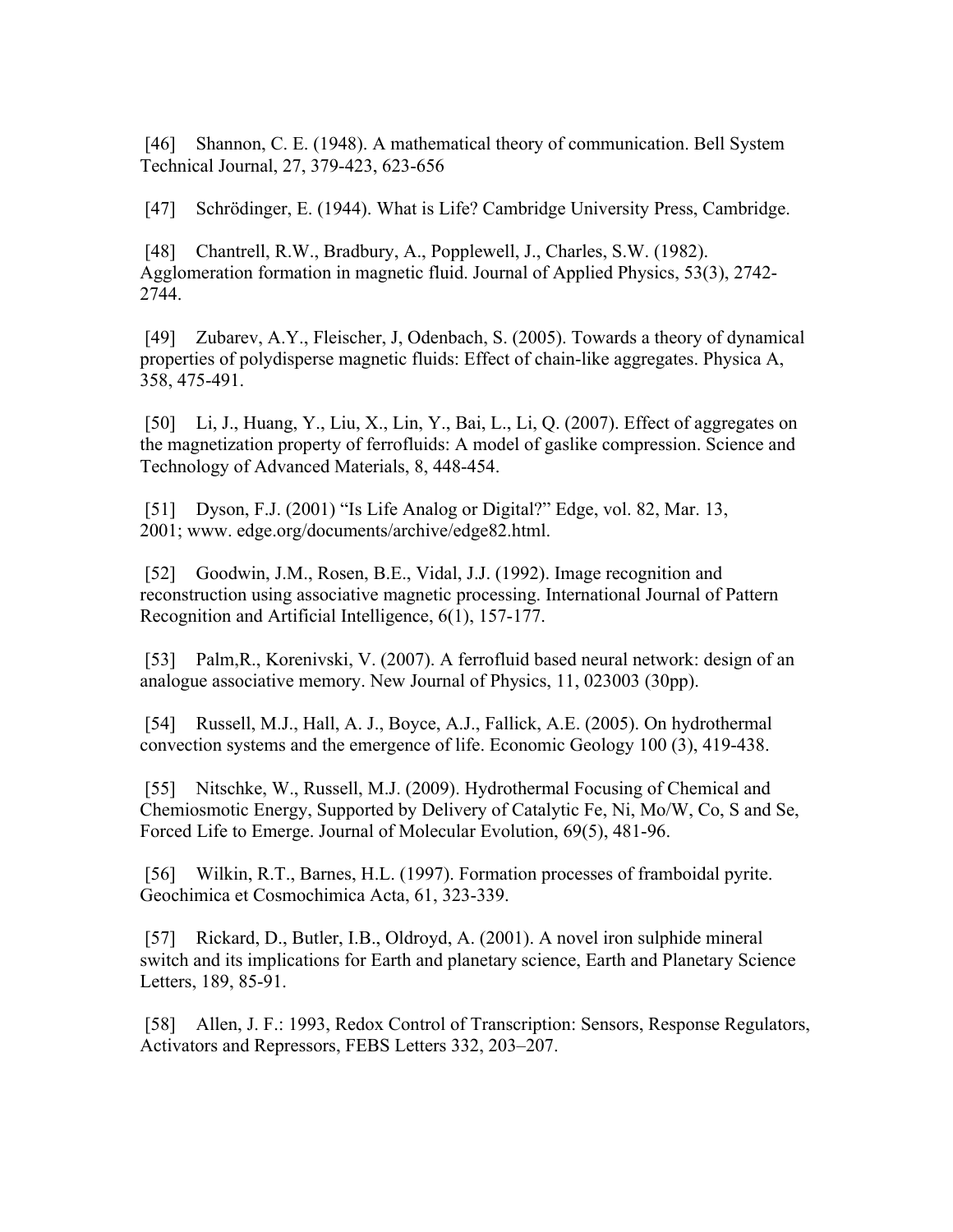[46] Shannon, C. E. (1948). A mathematical theory of communication. Bell System Technical Journal, 27, 379-423, 623-656

[47] Schrödinger, E. (1944). What is Life? Cambridge University Press, Cambridge.

[48] Chantrell, R.W., Bradbury, A., Popplewell, J., Charles, S.W. (1982). Agglomeration formation in magnetic fluid. Journal of Applied Physics, 53(3), 2742-2744.

[49] Zubarev, A.Y., Fleischer, J, Odenbach, S. (2005). Towards a theory of dynamical properties of polydisperse magnetic fluids: Effect of chain-like aggregates. Physica A, 358, 475-491.

[50] Li, J., Huang, Y., Liu, X., Lin, Y., Bai, L., Li, Q. (2007). Effect of aggregates on the magnetization property of ferrofluids: A model of gaslike compression. Science and Technology of Advanced Materials, 8, 448-454.

[51] Dyson, F.J. (2001) "Is Life Analog or Digital?" Edge, vol. 82, Mar. 13, 2001; www. edge.org/documents/archive/edge82.html.

[52] Goodwin, J.M., Rosen, B.E., Vidal, J.J. (1992). Image recognition and reconstruction using associative magnetic processing. International Journal of Pattern Recognition and Artificial Intelligence, 6(1), 157-177.

[53] Palm,R., Korenivski, V. (2007). A ferrofluid based neural network: design of an analogue associative memory. New Journal of Physics, 11, 023003 (30pp).

[54] Russell, M.J., Hall, A. J., Boyce, A.J., Fallick, A.E. (2005). On hydrothermal convection systems and the emergence of life. Economic Geology 100 (3), 419-438.

[55] Nitschke, W., Russell, M.J. (2009). Hydrothermal Focusing of Chemical and Chemiosmotic Energy, Supported by Delivery of Catalytic Fe, Ni, Mo/W, Co, S and Se, Forced Life to Emerge. Journal of Molecular Evolution, 69(5), 481-96.

[56] Wilkin, R.T., Barnes, H.L. (1997). Formation processes of framboidal pyrite. Geochimica et Cosmochimica Acta, 61, 323-339.

[57] Rickard, D., Butler, I.B., Oldroyd, A. (2001). A novel iron sulphide mineral switch and its implications for Earth and planetary science, Earth and Planetary Science Letters, 189, 85-91.

[58] Allen, J. F.: 1993, Redox Control of Transcription: Sensors, Response Regulators, Activators and Repressors, FEBS Letters 332, 203–207.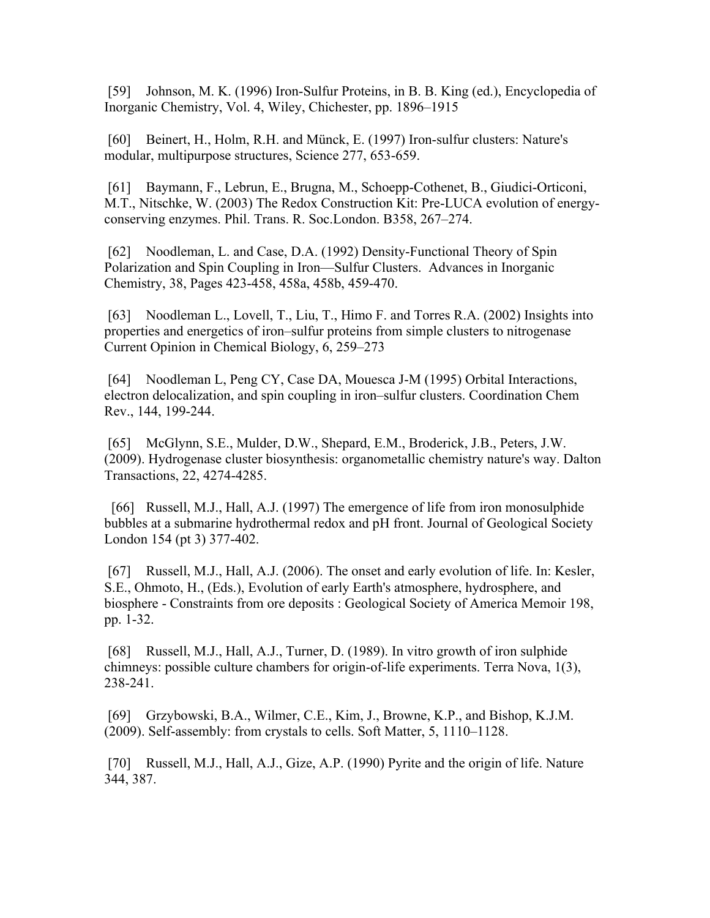[59] Johnson, M. K. (1996) Iron-Sulfur Proteins, in B. B. King (ed.), Encyclopedia of Inorganic Chemistry, Vol. 4, Wiley, Chichester, pp. 1896–1915

[60] Beinert, H., Holm, R.H. and Münck, E. (1997) Iron-sulfur clusters: Nature's modular, multipurpose structures, Science 277, 653-659.

[61] Baymann, F., Lebrun, E., Brugna, M., Schoepp-Cothenet, B., Giudici-Orticoni, M.T., Nitschke, W. (2003) The Redox Construction Kit: Pre-LUCA evolution of energy-conserving enzymes. Phil. Trans. R. Soc.London. B358, 267–274.

[62] Noodleman, L. and Case, D.A. (1992) Density-Functional Theory of Spin Polarization and Spin Coupling in Iron—Sulfur Clusters. Advances in Inorganic Chemistry, 38, Pages 423-458, 458a, 458b, 459-470.

[63] Noodleman L., Lovell, T., Liu, T., Himo F. and Torres R.A. (2002) Insights into properties and energetics of iron–sulfur proteins from simple clusters to nitrogenase Current Opinion in Chemical Biology, 6, 259–273

[64] Noodleman L, Peng CY, Case DA, Mouesca J-M (1995) Orbital Interactions, electron delocalization, and spin coupling in iron–sulfur clusters. Coordination Chem Rev., 144, 199-244.

[65] McGlynn, S.E., Mulder, D.W., Shepard, E.M., Broderick, J.B., Peters, J.W. (2009). Hydrogenase cluster biosynthesis: organometallic chemistry nature's way. Dalton Transactions, 22, 4274-4285.

[66] Russell, M.J., Hall, A.J. (1997) The emergence of life from iron monosulphide bubbles at a submarine hydrothermal redox and pH front. Journal of Geological Society London 154 (pt 3) 377-402.

[67] Russell, M.J., Hall, A.J. (2006). The onset and early evolution of life. In: Kesler, S.E., Ohmoto, H., (Eds.), Evolution of early Earth's atmosphere, hydrosphere, and biosphere - Constraints from ore deposits : Geological Society of America Memoir 198, pp. 1-32.

[68] Russell, M.J., Hall, A.J., Turner, D. (1989). In vitro growth of iron sulphide chimneys: possible culture chambers for origin-of-life experiments. Terra Nova, 1(3), 238-241.

[69] Grzybowski, B.A., Wilmer, C.E., Kim, J., Browne, K.P., and Bishop, K.J.M. (2009). Self-assembly: from crystals to cells. Soft Matter, 5, 1110–1128.

[70] Russell, M.J., Hall, A.J., Gize, A.P. (1990) Pyrite and the origin of life. Nature 344, 387.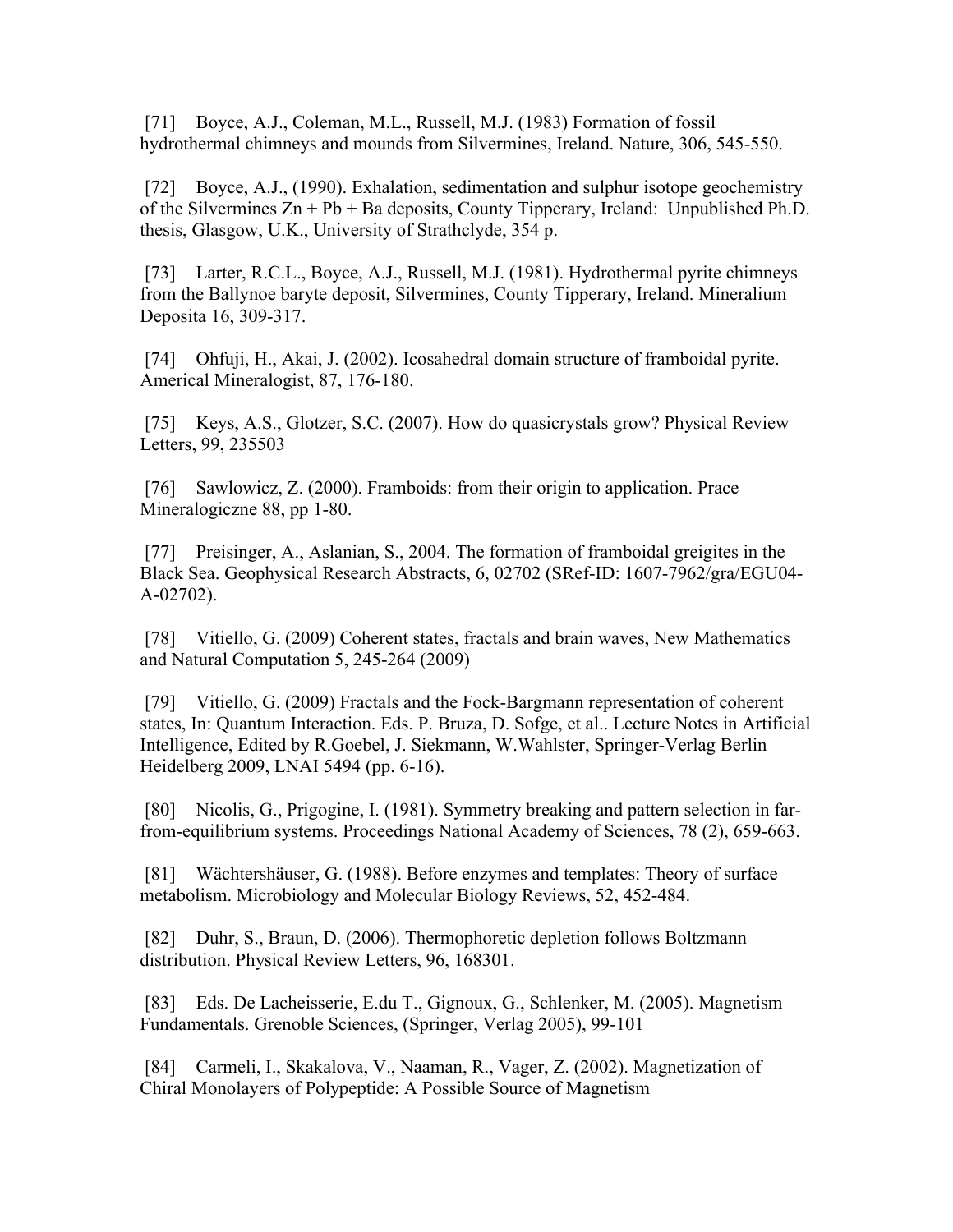[71] Boyce, A.J., Coleman, M.L., Russell, M.J. (1983) Formation of fossil hydrothermal chimneys and mounds from Silvermines, Ireland. Nature, 306, 545-550.

[72] Boyce, A.J., (1990). Exhalation, sedimentation and sulphur isotope geochemistry of the Silvermines Zn + Pb + Ba deposits, County Tipperary, Ireland: Unpublished Ph.D. thesis, Glasgow, U.K., University of Strathclyde, 354 p.

[73] Larter, R.C.L., Boyce, A.J., Russell, M.J. (1981). Hydrothermal pyrite chimneys from the Ballynoe baryte deposit, Silvermines, County Tipperary, Ireland. Mineralium Deposita 16, 309-317.

[74] Ohfuji, H., Akai, J. (2002). Icosahedral domain structure of framboidal pyrite. Americal Mineralogist, 87, 176-180.

[75] Keys, A.S., Glotzer, S.C. (2007). How do quasicrystals grow? Physical Review Letters, 99, 235503

[76] Sawlowicz, Z. (2000). Framboids: from their origin to application. Prace Mineralogiczne 88, pp 1-80.

[77] Preisinger, A., Aslanian, S., 2004. The formation of framboidal greigites in the Black Sea. Geophysical Research Abstracts, 6, 02702 (SRef-ID: 1607-7962/gra/EGU04-A-02702).

[78] Vitiello, G. (2009) Coherent states, fractals and brain waves, New Mathematics and Natural Computation 5, 245-264 (2009)

[79] Vitiello, G. (2009) Fractals and the Fock-Bargmann representation of coherent states, In: Quantum Interaction. Eds. P. Bruza, D. Sofge, et al.. Lecture Notes in Artificial Intelligence, Edited by R.Goebel, J. Siekmann, W.Wahlster, Springer-Verlag Berlin Heidelberg 2009, LNAI 5494 (pp. 6-16).

[80] Nicolis, G., Prigogine, I. (1981). Symmetry breaking and pattern selection in far-from-equilibrium systems. Proceedings National Academy of Sciences, 78 (2), 659-663.

[81] Wächtershäuser, G. (1988). Before enzymes and templates: Theory of surface metabolism. Microbiology and Molecular Biology Reviews, 52, 452-484.

[82] Duhr, S., Braun, D. (2006). Thermophoretic depletion follows Boltzmann distribution. Physical Review Letters, 96, 168301.

[83] Eds. De Lacheisserie, E.du T., Gignoux, G., Schlenker, M. (2005). Magnetism – Fundamentals. Grenoble Sciences, (Springer, Verlag 2005), 99-101

[84] Carmeli, I., Skakalova, V., Naaman, R., Vager, Z. (2002). Magnetization of Chiral Monolayers of Polypeptide: A Possible Source of Magnetism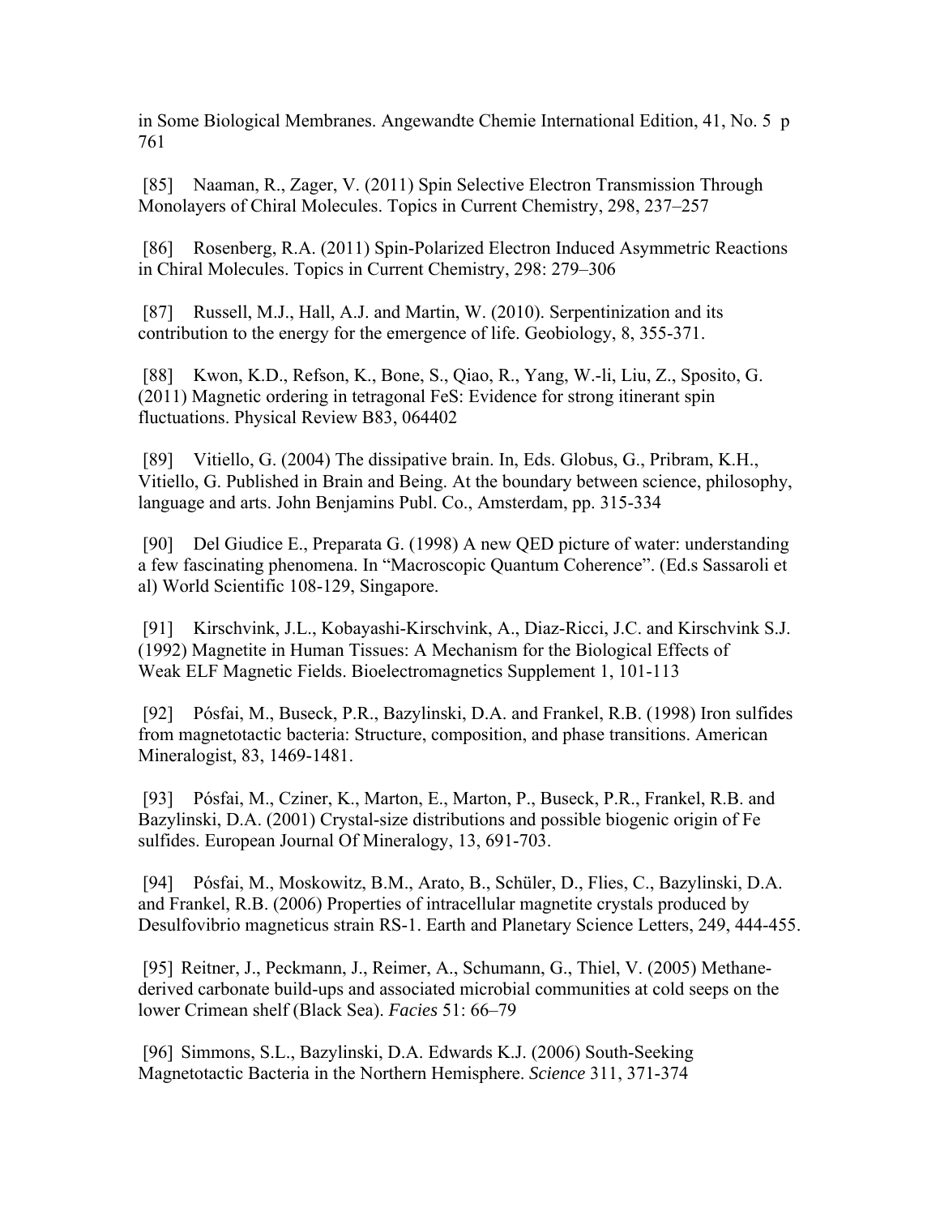in Some Biological Membranes. Angewandte Chemie International Edition, 41, No. 5 p 761

[85] Naaman, R., Zager, V. (2011) Spin Selective Electron Transmission Through Monolayers of Chiral Molecules. Topics in Current Chemistry, 298, 237–257

[86] Rosenberg, R.A. (2011) Spin-Polarized Electron Induced Asymmetric Reactions in Chiral Molecules. Topics in Current Chemistry, 298: 279–306

[87] Russell, M.J., Hall, A.J. and Martin, W. (2010). Serpentinization and its contribution to the energy for the emergence of life. Geobiology, 8, 355-371.

[88] Kwon, K.D., Refson, K., Bone, S., Qiao, R., Yang, W.-li, Liu, Z., Sposito, G. (2011) Magnetic ordering in tetragonal FeS: Evidence for strong itinerant spin fluctuations. Physical Review B83, 064402

[89] Vitiello, G. (2004) The dissipative brain. In, Eds. Globus, G., Pribram, K.H., Vitiello, G. Published in Brain and Being. At the boundary between science, philosophy, language and arts. John Benjamins Publ. Co., Amsterdam, pp. 315-334

[90] Del Giudice E., Preparata G. (1998) A new QED picture of water: understanding a few fascinating phenomena. In "Macroscopic Quantum Coherence". (Ed.s Sassaroli et al) World Scientific 108-129, Singapore.

[91] Kirschvink, J.L., Kobayashi-Kirschvink, A., Diaz-Ricci, J.C. and Kirschvink S.J. (1992) Magnetite in Human Tissues: A Mechanism for the Biological Effects of Weak ELF Magnetic Fields. Bioelectromagnetics Supplement 1, 101-113

[92] Pósfai, M., Buseck, P.R., Bazylinski, D.A. and Frankel, R.B. (1998) Iron sulfides from magnetotactic bacteria: Structure, composition, and phase transitions. American Mineralogist, 83, 1469-1481.

[93] Pósfai, M., Cziner, K., Marton, E., Marton, P., Buseck, P.R., Frankel, R.B. and Bazylinski, D.A. (2001) Crystal-size distributions and possible biogenic origin of Fe sulfides. European Journal Of Mineralogy, 13, 691-703.

[94] Pósfai, M., Moskowitz, B.M., Arato, B., Schüler, D., Flies, C., Bazylinski, D.A. and Frankel, R.B. (2006) Properties of intracellular magnetite crystals produced by Desulfovibrio magneticus strain RS-1. Earth and Planetary Science Letters, 249, 444-455.

[95] Reitner, J., Peckmann, J., Reimer, A., Schumann, G., Thiel, V. (2005) Methane-derived carbonate build-ups and associated microbial communities at cold seeps on the lower Crimean shelf (Black Sea). *Facies* 51: 66–79

[96] Simmons, S.L., Bazylinski, D.A. Edwards K.J. (2006) South-Seeking Magnetotactic Bacteria in the Northern Hemisphere. *Science* 311, 371-374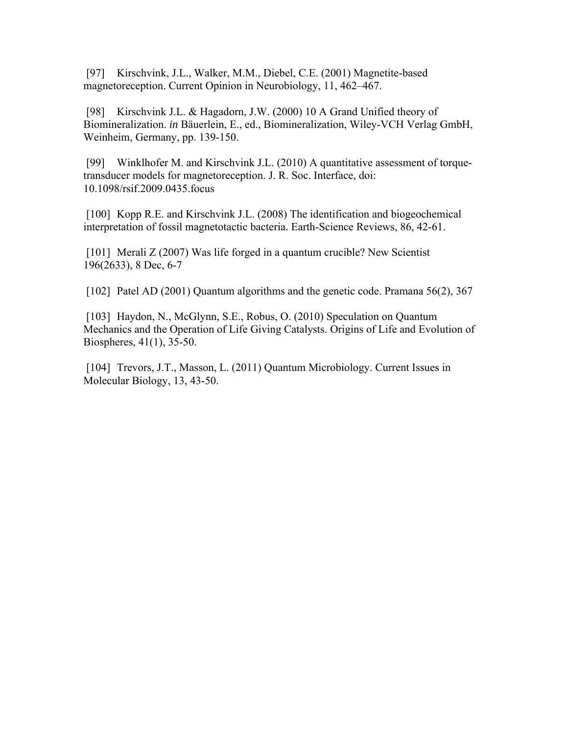[97] Kirschvink, J.L., Walker, M.M., Diebel, C.E. (2001) Magnetite-based magnetoreception. Current Opinion in Neurobiology, 11, 462–467.

[98] Kirschvink J.L. & Hagadorn, J.W. (2000) 10 A Grand Unified theory of Biomineralization. *in* Bäuerlein, E., ed., Biomineralization, Wiley-VCH Verlag GmbH, Weinheim, Germany, pp. 139-150.

[99] Winklhofer M. and Kirschvink J.L. (2010) A quantitative assessment of torque-transducer models for magnetoreception. J. R. Soc. Interface, doi: 10.1098/rsif.2009.0435.focus

[100] Kopp R.E. and Kirschvink J.L. (2008) The identification and biogeochemical interpretation of fossil magnetotactic bacteria. Earth-Science Reviews, 86, 42-61.

[101] Merali Z (2007) Was life forged in a quantum crucible? New Scientist 196(2633), 8 Dec, 6-7

[102] Patel AD (2001) Quantum algorithms and the genetic code. Pramana 56(2), 367

[103] Haydon, N., McGlynn, S.E., Robus, O. (2010) Speculation on Quantum Mechanics and the Operation of Life Giving Catalysts. Origins of Life and Evolution of Biospheres, 41(1), 35-50.

[104] Trevors, J.T., Masson, L. (2011) Quantum Microbiology. Current Issues in Molecular Biology, 13, 43-50.